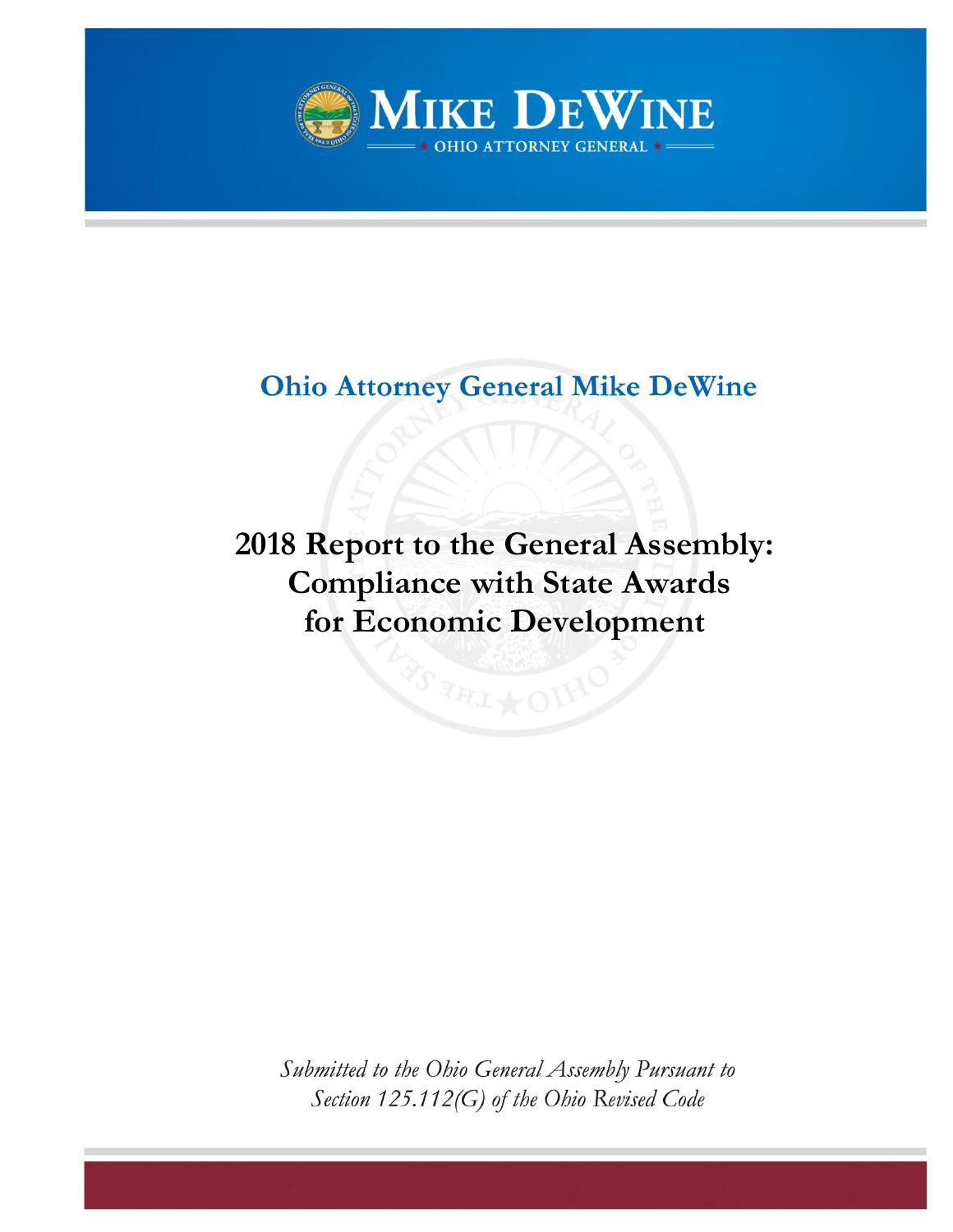**MIKE DEWINE**

OHIO ATTORNEY GENERAL

Ohio Attorney General Mike DeWine

# 2018 Report to the General Assembly: Compliance with State Awards for Economic Development

*Submitted to the Ohio General Assembly Pursuant to Section 125.112(G) of the Ohio Revised Code*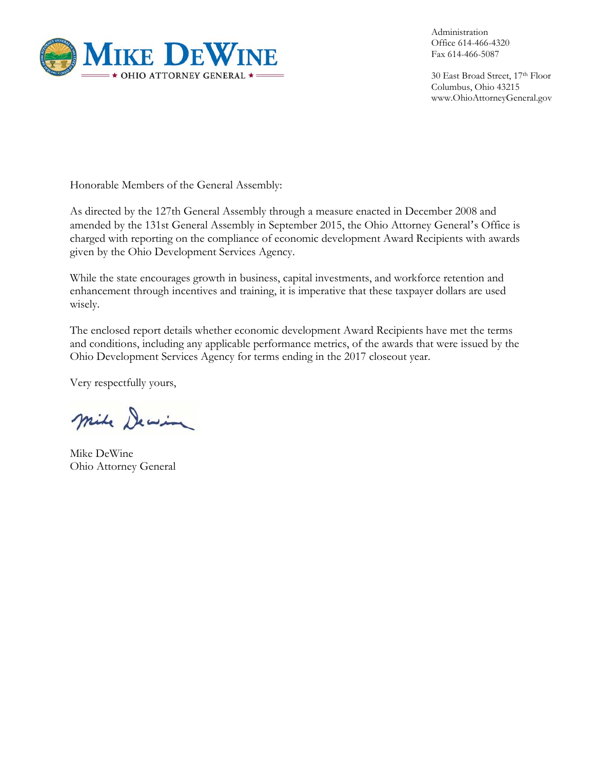**MIKE DEWINE**
★ OHIO ATTORNEY GENERAL ★

Administration
Office 614-466-4320
Fax 614-466-5087

30 East Broad Street, 17th Floor
Columbus, Ohio 43215
www.OhioAttorneyGeneral.gov

Honorable Members of the General Assembly:

As directed by the 127th General Assembly through a measure enacted in December 2008 and amended by the 131st General Assembly in September 2015, the Ohio Attorney General's Office is charged with reporting on the compliance of economic development Award Recipients with awards given by the Ohio Development Services Agency.

While the state encourages growth in business, capital investments, and workforce retention and enhancement through incentives and training, it is imperative that these taxpayer dollars are used wisely.

The enclosed report details whether economic development Award Recipients have met the terms and conditions, including any applicable performance metrics, of the awards that were issued by the Ohio Development Services Agency for terms ending in the 2017 closeout year.

Very respectfully yours,

Mike DeWine
Ohio Attorney General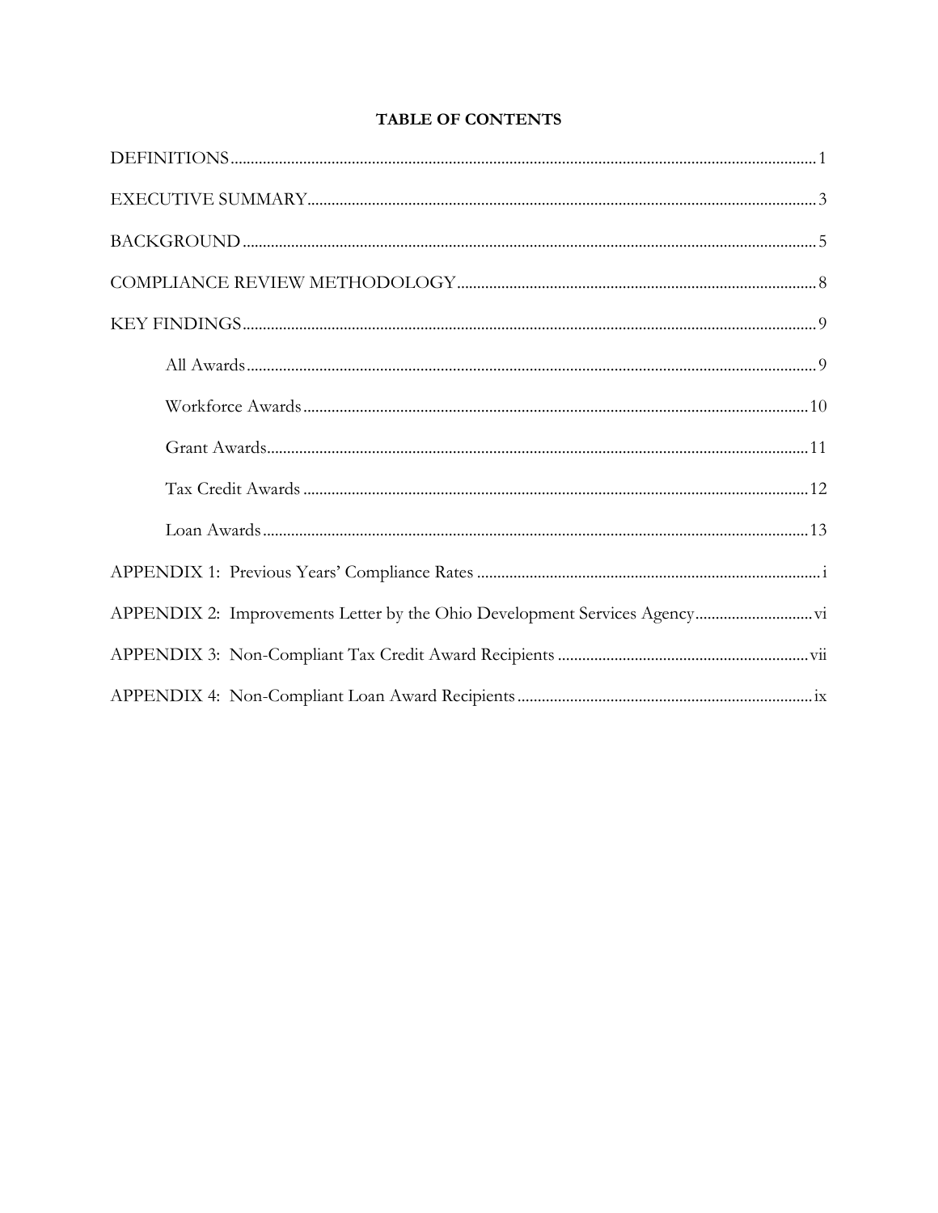**TABLE OF CONTENTS**

DEFINITIONS ........ 1

EXECUTIVE SUMMARY ........ 3

BACKGROUND ........ 5

COMPLIANCE REVIEW METHODOLOGY ........ 8

KEY FINDINGS ........ 9

- All Awards ........ 9
- Workforce Awards ........ 10
- Grant Awards ........ 11
- Tax Credit Awards ........ 12
- Loan Awards ........ 13

APPENDIX 1: Previous Years' Compliance Rates ........ i

APPENDIX 2: Improvements Letter by the Ohio Development Services Agency ........ vi

APPENDIX 3: Non-Compliant Tax Credit Award Recipients ........ vii

APPENDIX 4: Non-Compliant Loan Award Recipients ........ ix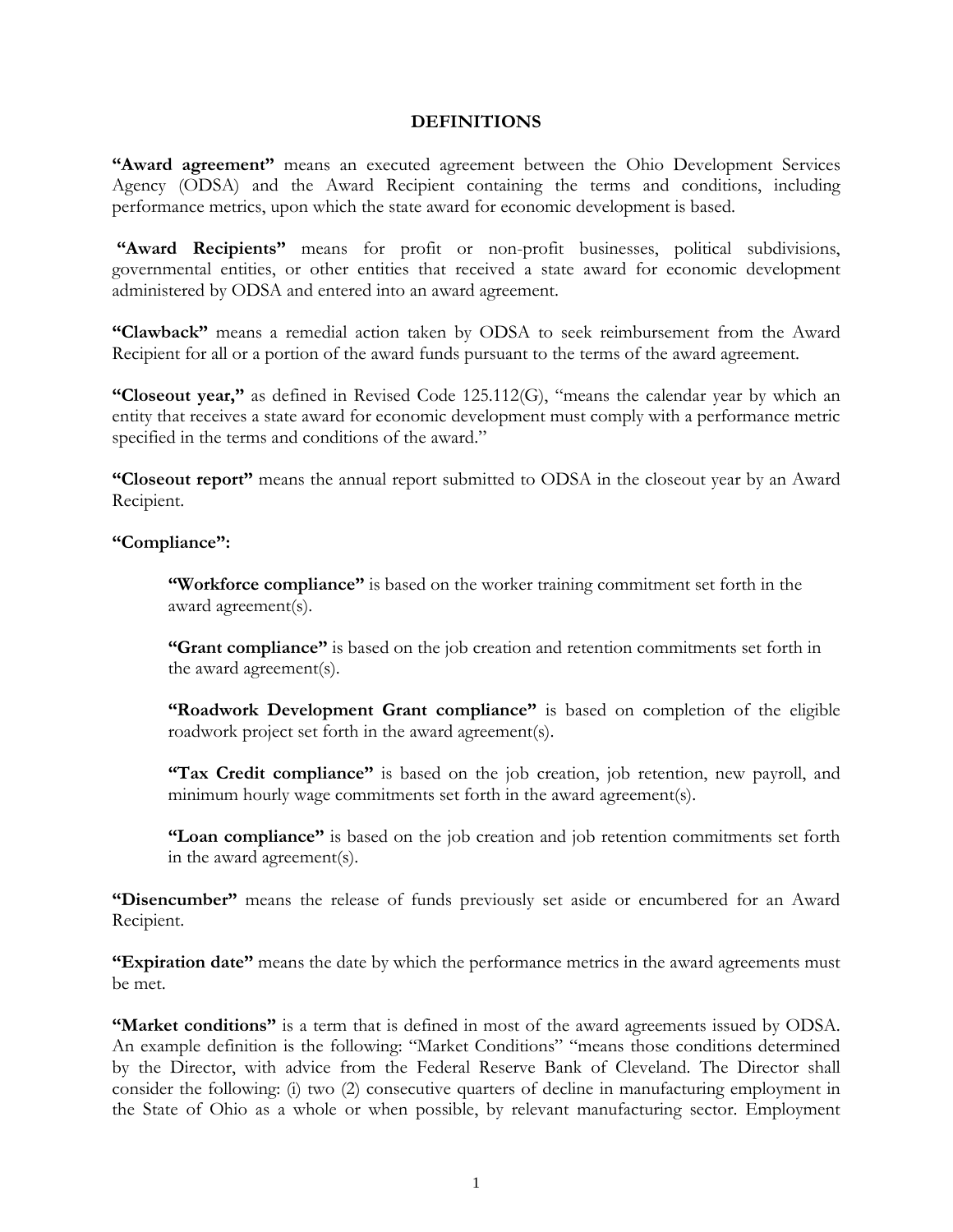## DEFINITIONS

**"Award agreement"** means an executed agreement between the Ohio Development Services Agency (ODSA) and the Award Recipient containing the terms and conditions, including performance metrics, upon which the state award for economic development is based.

**"Award Recipients"** means for profit or non-profit businesses, political subdivisions, governmental entities, or other entities that received a state award for economic development administered by ODSA and entered into an award agreement.

**"Clawback"** means a remedial action taken by ODSA to seek reimbursement from the Award Recipient for all or a portion of the award funds pursuant to the terms of the award agreement.

**"Closeout year,"** as defined in Revised Code 125.112(G), "means the calendar year by which an entity that receives a state award for economic development must comply with a performance metric specified in the terms and conditions of the award."

**"Closeout report"** means the annual report submitted to ODSA in the closeout year by an Award Recipient.

**"Compliance":**

> **"Workforce compliance"** is based on the worker training commitment set forth in the award agreement(s).
>
> **"Grant compliance"** is based on the job creation and retention commitments set forth in the award agreement(s).
>
> **"Roadwork Development Grant compliance"** is based on completion of the eligible roadwork project set forth in the award agreement(s).
>
> **"Tax Credit compliance"** is based on the job creation, job retention, new payroll, and minimum hourly wage commitments set forth in the award agreement(s).
>
> **"Loan compliance"** is based on the job creation and job retention commitments set forth in the award agreement(s).

**"Disencumber"** means the release of funds previously set aside or encumbered for an Award Recipient.

**"Expiration date"** means the date by which the performance metrics in the award agreements must be met.

**"Market conditions"** is a term that is defined in most of the award agreements issued by ODSA. An example definition is the following: "Market Conditions" "means those conditions determined by the Director, with advice from the Federal Reserve Bank of Cleveland. The Director shall consider the following: (i) two (2) consecutive quarters of decline in manufacturing employment in the State of Ohio as a whole or when possible, by relevant manufacturing sector. Employment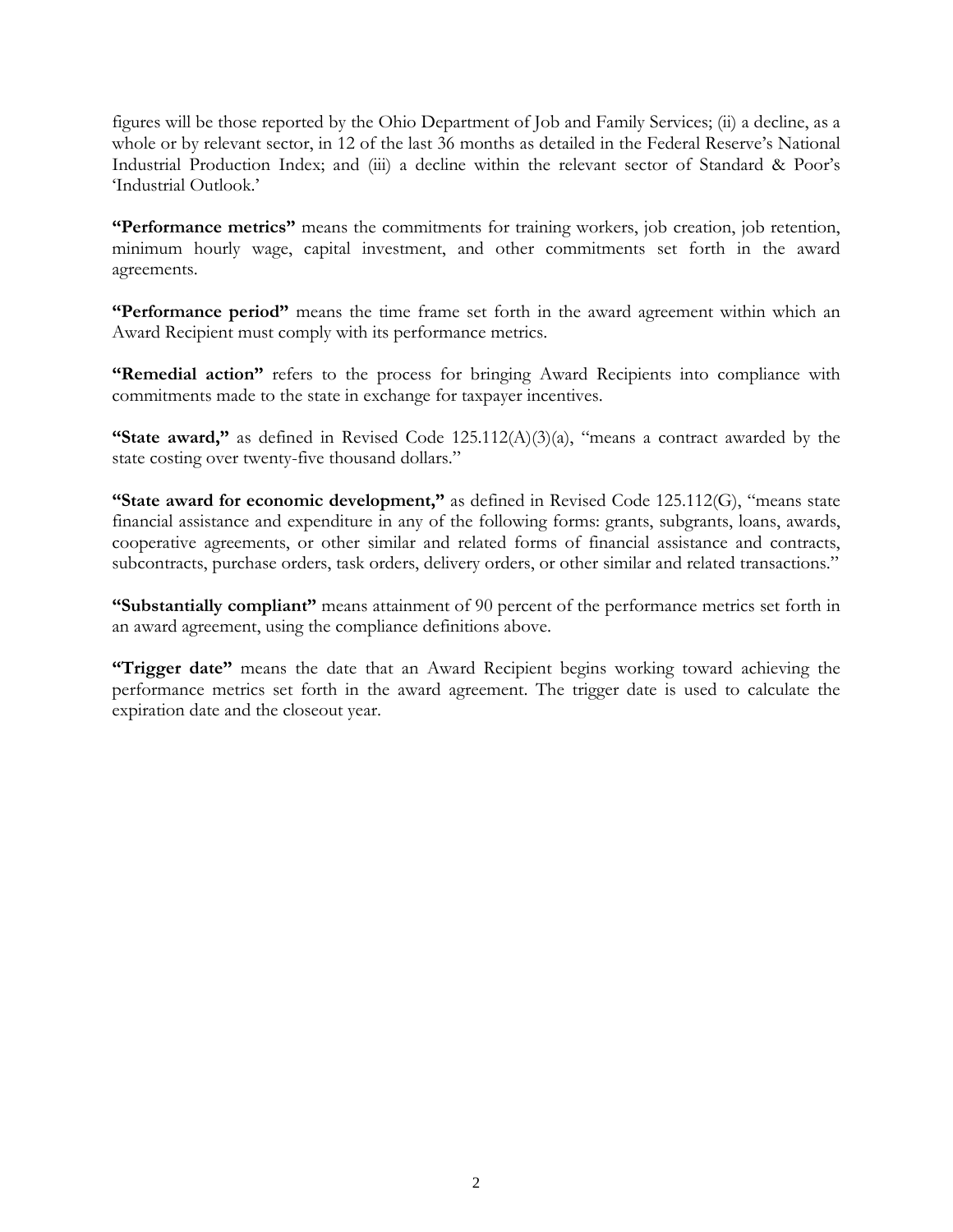figures will be those reported by the Ohio Department of Job and Family Services; (ii) a decline, as a whole or by relevant sector, in 12 of the last 36 months as detailed in the Federal Reserve's National Industrial Production Index; and (iii) a decline within the relevant sector of Standard & Poor's 'Industrial Outlook.'

**"Performance metrics"** means the commitments for training workers, job creation, job retention, minimum hourly wage, capital investment, and other commitments set forth in the award agreements.

**"Performance period"** means the time frame set forth in the award agreement within which an Award Recipient must comply with its performance metrics.

**"Remedial action"** refers to the process for bringing Award Recipients into compliance with commitments made to the state in exchange for taxpayer incentives.

**"State award,"** as defined in Revised Code 125.112(A)(3)(a), "means a contract awarded by the state costing over twenty-five thousand dollars."

**"State award for economic development,"** as defined in Revised Code 125.112(G), "means state financial assistance and expenditure in any of the following forms: grants, subgrants, loans, awards, cooperative agreements, or other similar and related forms of financial assistance and contracts, subcontracts, purchase orders, task orders, delivery orders, or other similar and related transactions."

**"Substantially compliant"** means attainment of 90 percent of the performance metrics set forth in an award agreement, using the compliance definitions above.

**"Trigger date"** means the date that an Award Recipient begins working toward achieving the performance metrics set forth in the award agreement. The trigger date is used to calculate the expiration date and the closeout year.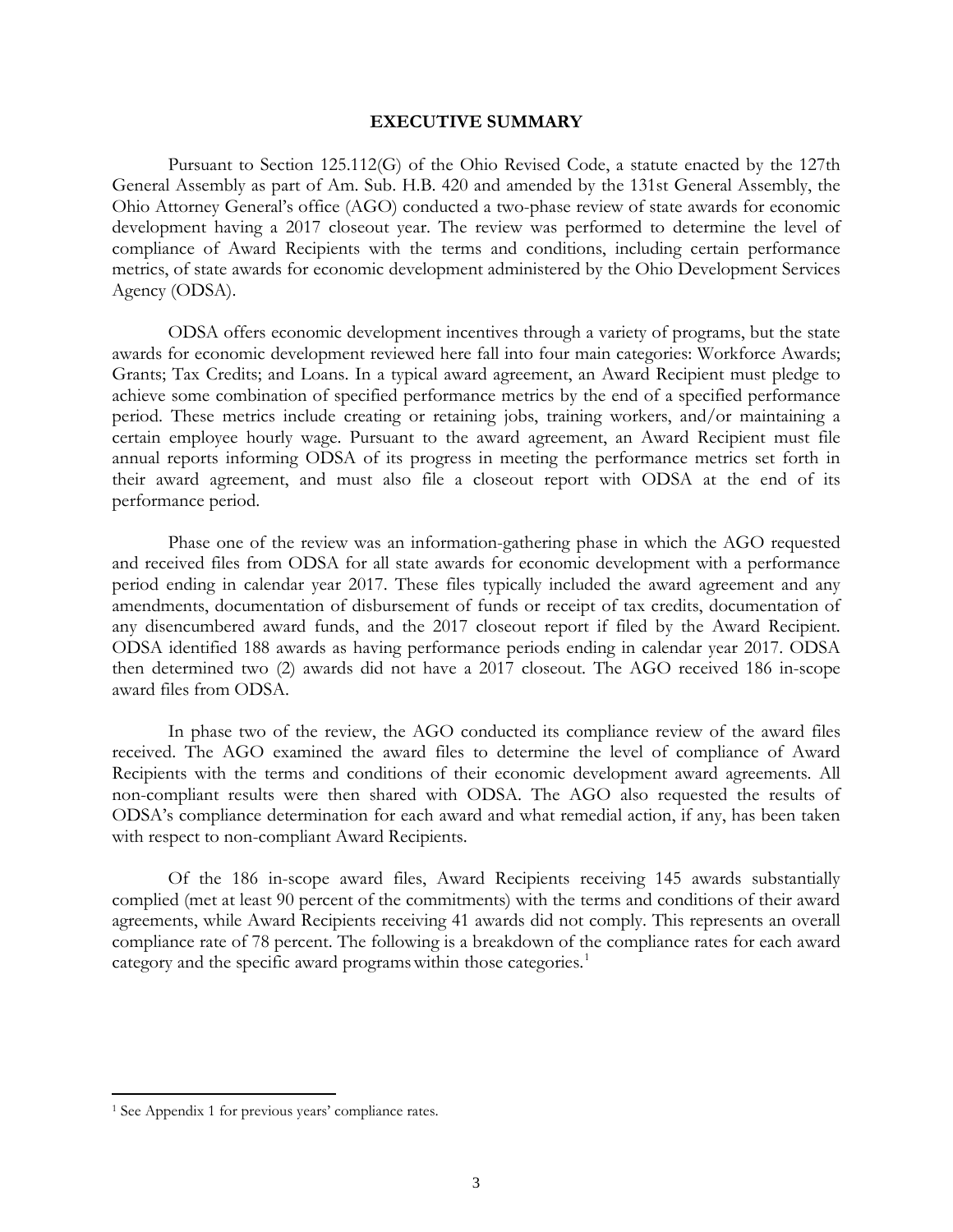## EXECUTIVE SUMMARY

Pursuant to Section 125.112(G) of the Ohio Revised Code, a statute enacted by the 127th General Assembly as part of Am. Sub. H.B. 420 and amended by the 131st General Assembly, the Ohio Attorney General's office (AGO) conducted a two-phase review of state awards for economic development having a 2017 closeout year. The review was performed to determine the level of compliance of Award Recipients with the terms and conditions, including certain performance metrics, of state awards for economic development administered by the Ohio Development Services Agency (ODSA).

ODSA offers economic development incentives through a variety of programs, but the state awards for economic development reviewed here fall into four main categories: Workforce Awards; Grants; Tax Credits; and Loans. In a typical award agreement, an Award Recipient must pledge to achieve some combination of specified performance metrics by the end of a specified performance period. These metrics include creating or retaining jobs, training workers, and/or maintaining a certain employee hourly wage. Pursuant to the award agreement, an Award Recipient must file annual reports informing ODSA of its progress in meeting the performance metrics set forth in their award agreement, and must also file a closeout report with ODSA at the end of its performance period.

Phase one of the review was an information-gathering phase in which the AGO requested and received files from ODSA for all state awards for economic development with a performance period ending in calendar year 2017. These files typically included the award agreement and any amendments, documentation of disbursement of funds or receipt of tax credits, documentation of any disencumbered award funds, and the 2017 closeout report if filed by the Award Recipient. ODSA identified 188 awards as having performance periods ending in calendar year 2017. ODSA then determined two (2) awards did not have a 2017 closeout. The AGO received 186 in-scope award files from ODSA.

In phase two of the review, the AGO conducted its compliance review of the award files received. The AGO examined the award files to determine the level of compliance of Award Recipients with the terms and conditions of their economic development award agreements. All non-compliant results were then shared with ODSA. The AGO also requested the results of ODSA's compliance determination for each award and what remedial action, if any, has been taken with respect to non-compliant Award Recipients.

Of the 186 in-scope award files, Award Recipients receiving 145 awards substantially complied (met at least 90 percent of the commitments) with the terms and conditions of their award agreements, while Award Recipients receiving 41 awards did not comply. This represents an overall compliance rate of 78 percent. The following is a breakdown of the compliance rates for each award category and the specific award programs within those categories.[1]

[1] See Appendix 1 for previous years' compliance rates.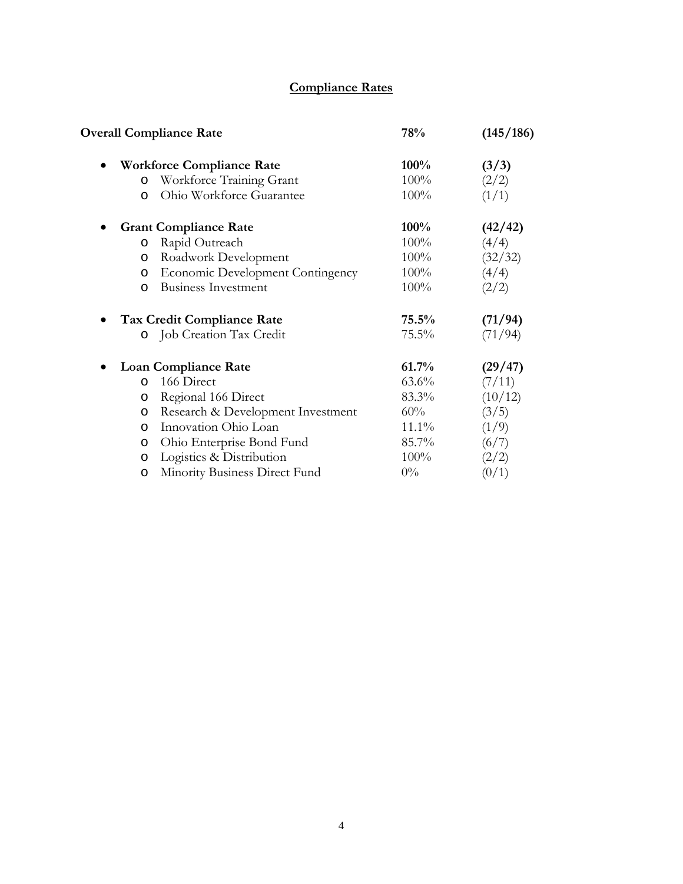## Compliance Rates

| | | |
|---|---|---|
| **Overall Compliance Rate** | **78%** | **(145/186)** |
| • **Workforce Compliance Rate** | **100%** | **(3/3)** |
| o Workforce Training Grant | 100% | (2/2) |
| o Ohio Workforce Guarantee | 100% | (1/1) |
| • **Grant Compliance Rate** | **100%** | **(42/42)** |
| o Rapid Outreach | 100% | (4/4) |
| o Roadwork Development | 100% | (32/32) |
| o Economic Development Contingency | 100% | (4/4) |
| o Business Investment | 100% | (2/2) |
| • **Tax Credit Compliance Rate** | **75.5%** | **(71/94)** |
| o Job Creation Tax Credit | 75.5% | (71/94) |
| • **Loan Compliance Rate** | **61.7%** | **(29/47)** |
| o 166 Direct | 63.6% | (7/11) |
| o Regional 166 Direct | 83.3% | (10/12) |
| o Research & Development Investment | 60% | (3/5) |
| o Innovation Ohio Loan | 11.1% | (1/9) |
| o Ohio Enterprise Bond Fund | 85.7% | (6/7) |
| o Logistics & Distribution | 100% | (2/2) |
| o Minority Business Direct Fund | 0% | (0/1) |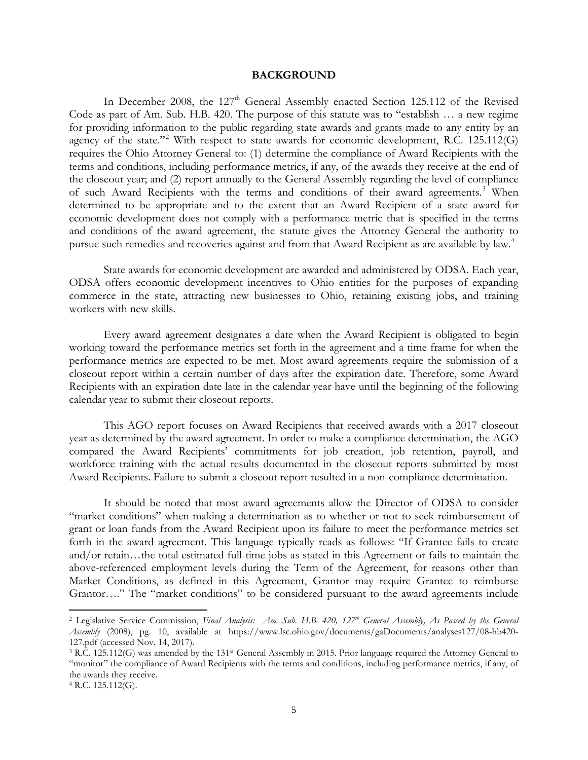## BACKGROUND

In December 2008, the 127th General Assembly enacted Section 125.112 of the Revised Code as part of Am. Sub. H.B. 420. The purpose of this statute was to "establish … a new regime for providing information to the public regarding state awards and grants made to any entity by an agency of the state."[2] With respect to state awards for economic development, R.C. 125.112(G) requires the Ohio Attorney General to: (1) determine the compliance of Award Recipients with the terms and conditions, including performance metrics, if any, of the awards they receive at the end of the closeout year; and (2) report annually to the General Assembly regarding the level of compliance of such Award Recipients with the terms and conditions of their award agreements.[3] When determined to be appropriate and to the extent that an Award Recipient of a state award for economic development does not comply with a performance metric that is specified in the terms and conditions of the award agreement, the statute gives the Attorney General the authority to pursue such remedies and recoveries against and from that Award Recipient as are available by law.[4]

State awards for economic development are awarded and administered by ODSA. Each year, ODSA offers economic development incentives to Ohio entities for the purposes of expanding commerce in the state, attracting new businesses to Ohio, retaining existing jobs, and training workers with new skills.

Every award agreement designates a date when the Award Recipient is obligated to begin working toward the performance metrics set forth in the agreement and a time frame for when the performance metrics are expected to be met. Most award agreements require the submission of a closeout report within a certain number of days after the expiration date. Therefore, some Award Recipients with an expiration date late in the calendar year have until the beginning of the following calendar year to submit their closeout reports.

This AGO report focuses on Award Recipients that received awards with a 2017 closeout year as determined by the award agreement. In order to make a compliance determination, the AGO compared the Award Recipients' commitments for job creation, job retention, payroll, and workforce training with the actual results documented in the closeout reports submitted by most Award Recipients. Failure to submit a closeout report resulted in a non-compliance determination.

It should be noted that most award agreements allow the Director of ODSA to consider "market conditions" when making a determination as to whether or not to seek reimbursement of grant or loan funds from the Award Recipient upon its failure to meet the performance metrics set forth in the award agreement. This language typically reads as follows: "If Grantee fails to create and/or retain…the total estimated full-time jobs as stated in this Agreement or fails to maintain the above-referenced employment levels during the Term of the Agreement, for reasons other than Market Conditions, as defined in this Agreement, Grantor may require Grantee to reimburse Grantor…." The "market conditions" to be considered pursuant to the award agreements include

---

[2] Legislative Service Commission, *Final Analysis: Am. Sub. H.B. 420, 127th General Assembly, As Passed by the General Assembly* (2008), pg. 10, available at https://www.lsc.ohio.gov/documents/gaDocuments/analyses127/08-hb420-127.pdf (accessed Nov. 14, 2017).

[3] R.C. 125.112(G) was amended by the 131st General Assembly in 2015. Prior language required the Attorney General to "monitor" the compliance of Award Recipients with the terms and conditions, including performance metrics, if any, of the awards they receive.

[4] R.C. 125.112(G).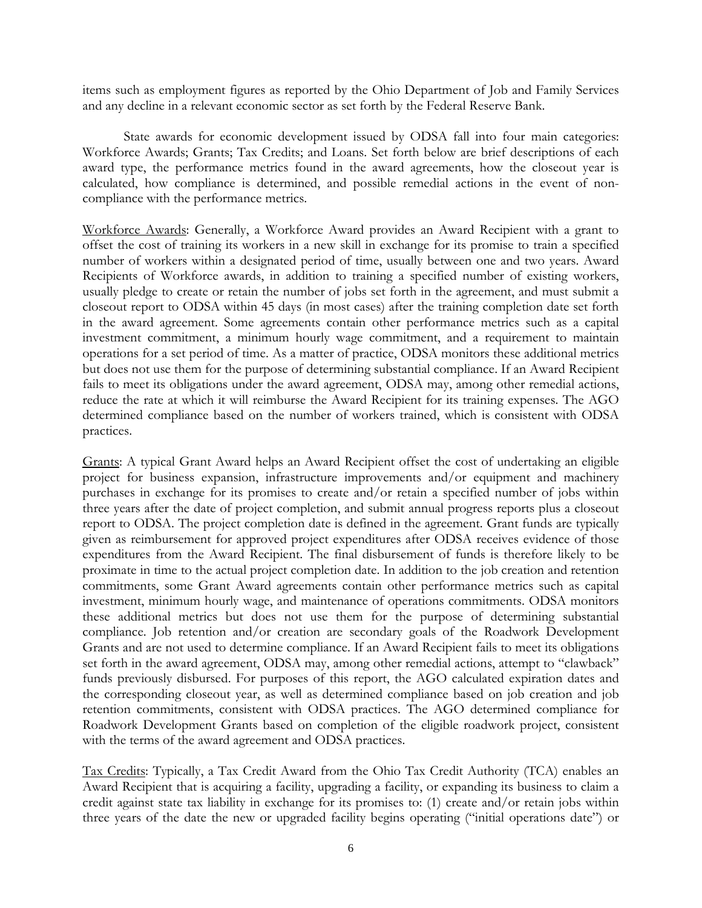items such as employment figures as reported by the Ohio Department of Job and Family Services and any decline in a relevant economic sector as set forth by the Federal Reserve Bank.

State awards for economic development issued by ODSA fall into four main categories: Workforce Awards; Grants; Tax Credits; and Loans. Set forth below are brief descriptions of each award type, the performance metrics found in the award agreements, how the closeout year is calculated, how compliance is determined, and possible remedial actions in the event of non-compliance with the performance metrics.

Workforce Awards: Generally, a Workforce Award provides an Award Recipient with a grant to offset the cost of training its workers in a new skill in exchange for its promise to train a specified number of workers within a designated period of time, usually between one and two years. Award Recipients of Workforce awards, in addition to training a specified number of existing workers, usually pledge to create or retain the number of jobs set forth in the agreement, and must submit a closeout report to ODSA within 45 days (in most cases) after the training completion date set forth in the award agreement. Some agreements contain other performance metrics such as a capital investment commitment, a minimum hourly wage commitment, and a requirement to maintain operations for a set period of time. As a matter of practice, ODSA monitors these additional metrics but does not use them for the purpose of determining substantial compliance. If an Award Recipient fails to meet its obligations under the award agreement, ODSA may, among other remedial actions, reduce the rate at which it will reimburse the Award Recipient for its training expenses. The AGO determined compliance based on the number of workers trained, which is consistent with ODSA practices.

Grants: A typical Grant Award helps an Award Recipient offset the cost of undertaking an eligible project for business expansion, infrastructure improvements and/or equipment and machinery purchases in exchange for its promises to create and/or retain a specified number of jobs within three years after the date of project completion, and submit annual progress reports plus a closeout report to ODSA. The project completion date is defined in the agreement. Grant funds are typically given as reimbursement for approved project expenditures after ODSA receives evidence of those expenditures from the Award Recipient. The final disbursement of funds is therefore likely to be proximate in time to the actual project completion date. In addition to the job creation and retention commitments, some Grant Award agreements contain other performance metrics such as capital investment, minimum hourly wage, and maintenance of operations commitments. ODSA monitors these additional metrics but does not use them for the purpose of determining substantial compliance. Job retention and/or creation are secondary goals of the Roadwork Development Grants and are not used to determine compliance. If an Award Recipient fails to meet its obligations set forth in the award agreement, ODSA may, among other remedial actions, attempt to "clawback" funds previously disbursed. For purposes of this report, the AGO calculated expiration dates and the corresponding closeout year, as well as determined compliance based on job creation and job retention commitments, consistent with ODSA practices. The AGO determined compliance for Roadwork Development Grants based on completion of the eligible roadwork project, consistent with the terms of the award agreement and ODSA practices.

Tax Credits: Typically, a Tax Credit Award from the Ohio Tax Credit Authority (TCA) enables an Award Recipient that is acquiring a facility, upgrading a facility, or expanding its business to claim a credit against state tax liability in exchange for its promises to: (1) create and/or retain jobs within three years of the date the new or upgraded facility begins operating ("initial operations date") or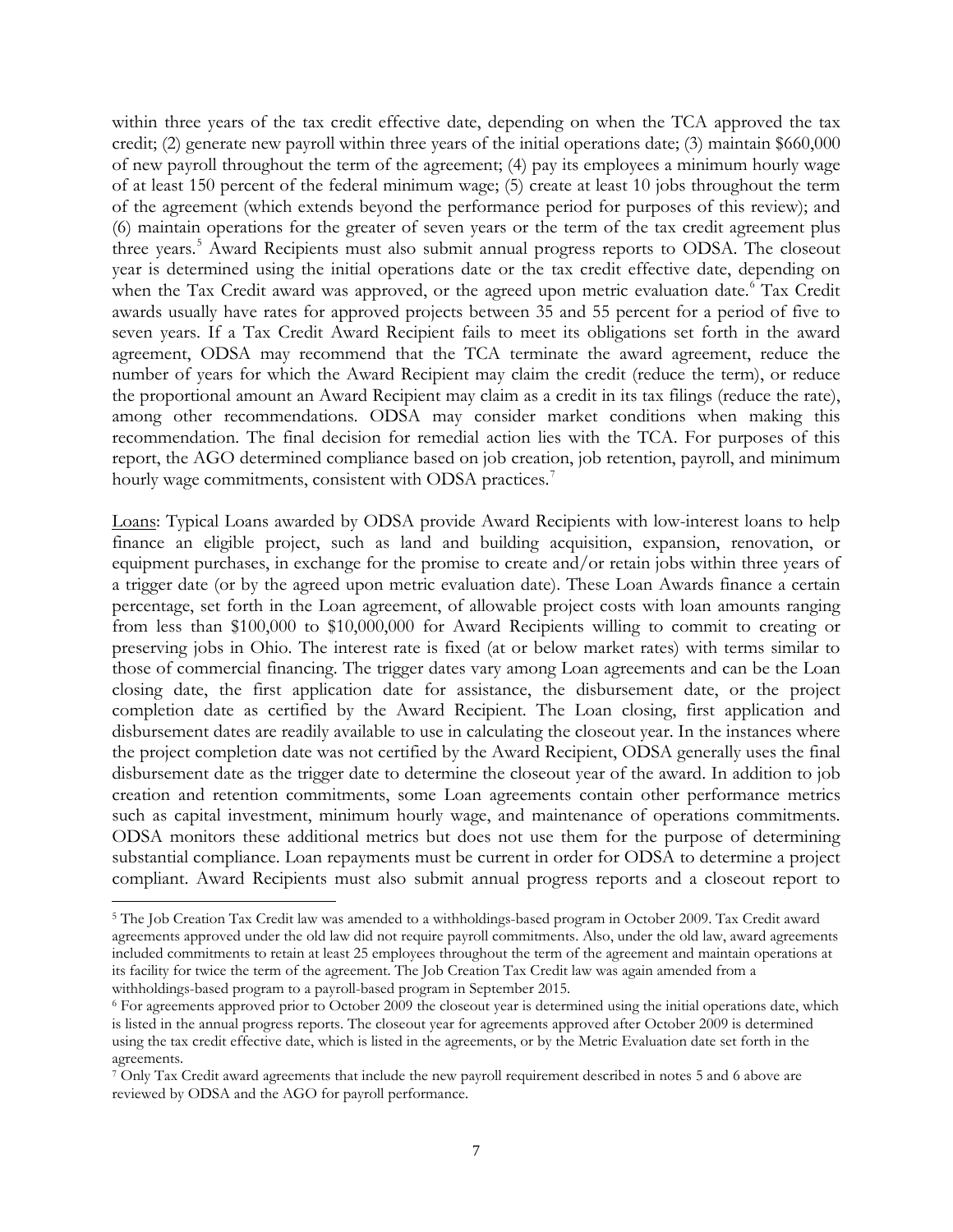within three years of the tax credit effective date, depending on when the TCA approved the tax credit; (2) generate new payroll within three years of the initial operations date; (3) maintain $660,000 of new payroll throughout the term of the agreement; (4) pay its employees a minimum hourly wage of at least 150 percent of the federal minimum wage; (5) create at least 10 jobs throughout the term of the agreement (which extends beyond the performance period for purposes of this review); and (6) maintain operations for the greater of seven years or the term of the tax credit agreement plus three years.[5] Award Recipients must also submit annual progress reports to ODSA. The closeout year is determined using the initial operations date or the tax credit effective date, depending on when the Tax Credit award was approved, or the agreed upon metric evaluation date.[6] Tax Credit awards usually have rates for approved projects between 35 and 55 percent for a period of five to seven years. If a Tax Credit Award Recipient fails to meet its obligations set forth in the award agreement, ODSA may recommend that the TCA terminate the award agreement, reduce the number of years for which the Award Recipient may claim the credit (reduce the term), or reduce the proportional amount an Award Recipient may claim as a credit in its tax filings (reduce the rate), among other recommendations. ODSA may consider market conditions when making this recommendation. The final decision for remedial action lies with the TCA. For purposes of this report, the AGO determined compliance based on job creation, job retention, payroll, and minimum hourly wage commitments, consistent with ODSA practices.[7]

Loans: Typical Loans awarded by ODSA provide Award Recipients with low-interest loans to help finance an eligible project, such as land and building acquisition, expansion, renovation, or equipment purchases, in exchange for the promise to create and/or retain jobs within three years of a trigger date (or by the agreed upon metric evaluation date). These Loan Awards finance a certain percentage, set forth in the Loan agreement, of allowable project costs with loan amounts ranging from less than $100,000 to $10,000,000 for Award Recipients willing to commit to creating or preserving jobs in Ohio. The interest rate is fixed (at or below market rates) with terms similar to those of commercial financing. The trigger dates vary among Loan agreements and can be the Loan closing date, the first application date for assistance, the disbursement date, or the project completion date as certified by the Award Recipient. The Loan closing, first application and disbursement dates are readily available to use in calculating the closeout year. In the instances where the project completion date was not certified by the Award Recipient, ODSA generally uses the final disbursement date as the trigger date to determine the closeout year of the award. In addition to job creation and retention commitments, some Loan agreements contain other performance metrics such as capital investment, minimum hourly wage, and maintenance of operations commitments. ODSA monitors these additional metrics but does not use them for the purpose of determining substantial compliance. Loan repayments must be current in order for ODSA to determine a project compliant. Award Recipients must also submit annual progress reports and a closeout report to

---

[5] The Job Creation Tax Credit law was amended to a withholdings-based program in October 2009. Tax Credit award agreements approved under the old law did not require payroll commitments. Also, under the old law, award agreements included commitments to retain at least 25 employees throughout the term of the agreement and maintain operations at its facility for twice the term of the agreement. The Job Creation Tax Credit law was again amended from a withholdings-based program to a payroll-based program in September 2015.

[6] For agreements approved prior to October 2009 the closeout year is determined using the initial operations date, which is listed in the annual progress reports. The closeout year for agreements approved after October 2009 is determined using the tax credit effective date, which is listed in the agreements, or by the Metric Evaluation date set forth in the agreements.

[7] Only Tax Credit award agreements that include the new payroll requirement described in notes 5 and 6 above are reviewed by ODSA and the AGO for payroll performance.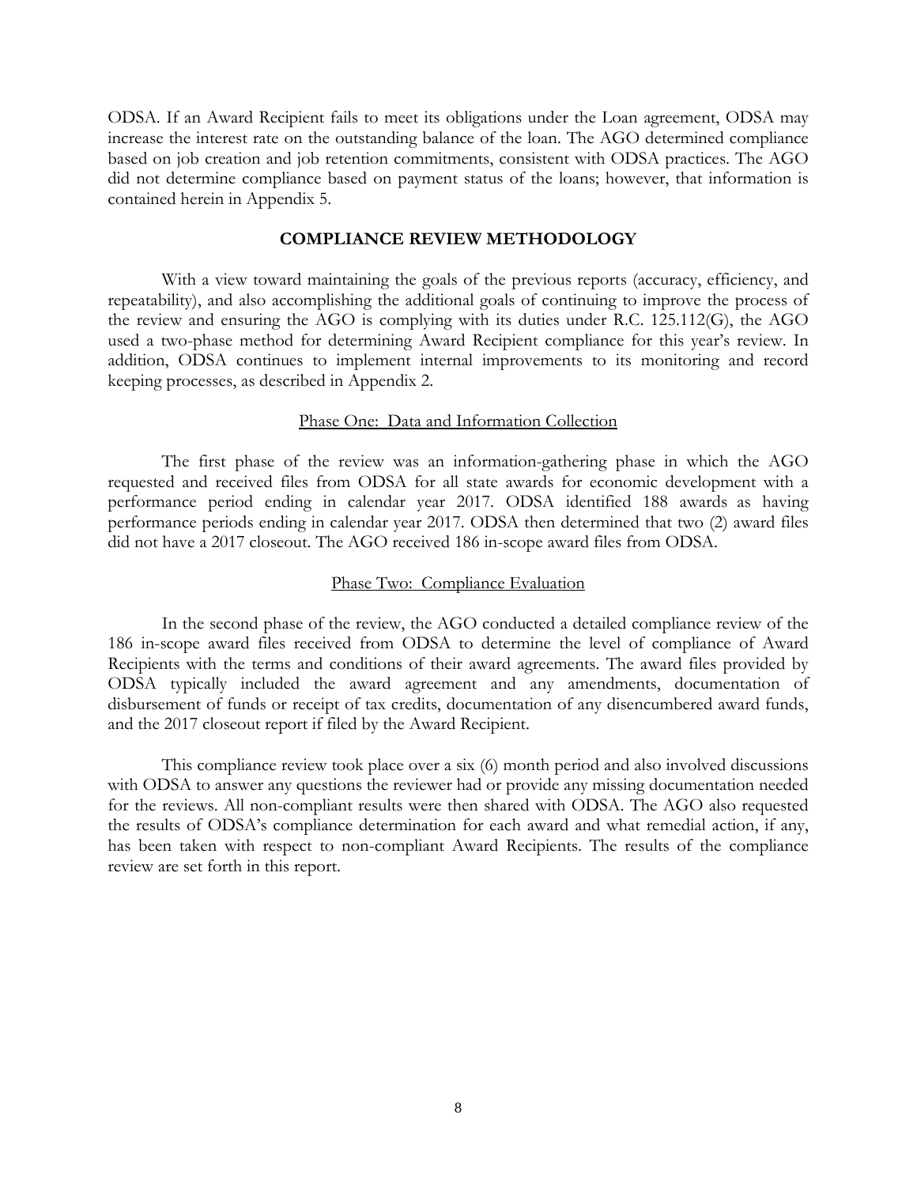ODSA. If an Award Recipient fails to meet its obligations under the Loan agreement, ODSA may increase the interest rate on the outstanding balance of the loan. The AGO determined compliance based on job creation and job retention commitments, consistent with ODSA practices. The AGO did not determine compliance based on payment status of the loans; however, that information is contained herein in Appendix 5.

## COMPLIANCE REVIEW METHODOLOGY

With a view toward maintaining the goals of the previous reports (accuracy, efficiency, and repeatability), and also accomplishing the additional goals of continuing to improve the process of the review and ensuring the AGO is complying with its duties under R.C. 125.112(G), the AGO used a two-phase method for determining Award Recipient compliance for this year's review. In addition, ODSA continues to implement internal improvements to its monitoring and record keeping processes, as described in Appendix 2.

### Phase One: Data and Information Collection

The first phase of the review was an information-gathering phase in which the AGO requested and received files from ODSA for all state awards for economic development with a performance period ending in calendar year 2017. ODSA identified 188 awards as having performance periods ending in calendar year 2017. ODSA then determined that two (2) award files did not have a 2017 closeout. The AGO received 186 in-scope award files from ODSA.

### Phase Two: Compliance Evaluation

In the second phase of the review, the AGO conducted a detailed compliance review of the 186 in-scope award files received from ODSA to determine the level of compliance of Award Recipients with the terms and conditions of their award agreements. The award files provided by ODSA typically included the award agreement and any amendments, documentation of disbursement of funds or receipt of tax credits, documentation of any disencumbered award funds, and the 2017 closeout report if filed by the Award Recipient.

This compliance review took place over a six (6) month period and also involved discussions with ODSA to answer any questions the reviewer had or provide any missing documentation needed for the reviews. All non-compliant results were then shared with ODSA. The AGO also requested the results of ODSA's compliance determination for each award and what remedial action, if any, has been taken with respect to non-compliant Award Recipients. The results of the compliance review are set forth in this report.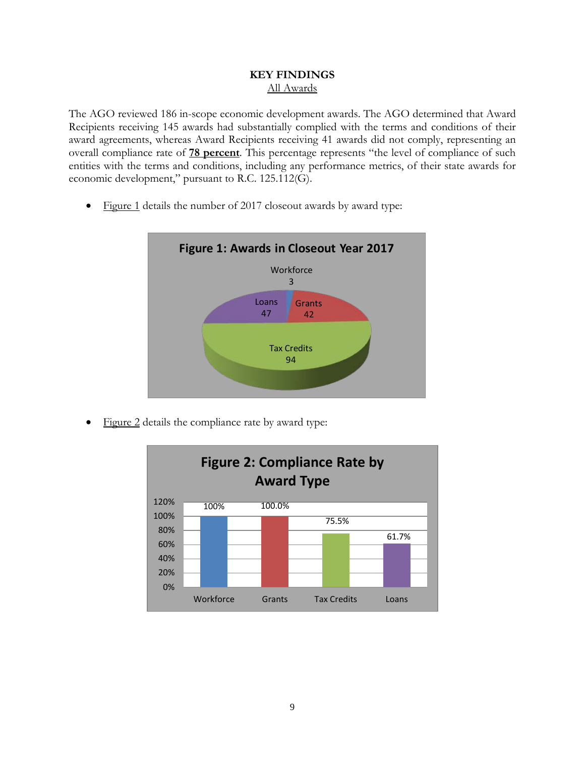# KEY FINDINGS

## All Awards

The AGO reviewed 186 in-scope economic development awards. The AGO determined that Award Recipients receiving 145 awards had substantially complied with the terms and conditions of their award agreements, whereas Award Recipients receiving 41 awards did not comply, representing an overall compliance rate of **78 percent**. This percentage represents "the level of compliance of such entities with the terms and conditions, including any performance metrics, of their state awards for economic development," pursuant to R.C. 125.112(G).

- Figure 1 details the number of 2017 closeout awards by award type:

**Figure 1: Awards in Closeout Year 2017**

| Award Type | Number |
|---|---|
| Workforce | 3 |
| Grants | 42 |
| Tax Credits | 94 |
| Loans | 47 |

- Figure 2 details the compliance rate by award type:

**Figure 2: Compliance Rate by Award Type**

| Award Type | Compliance Rate |
|---|---|
| Workforce | 100% |
| Grants | 100.0% |
| Tax Credits | 75.5% |
| Loans | 61.7% |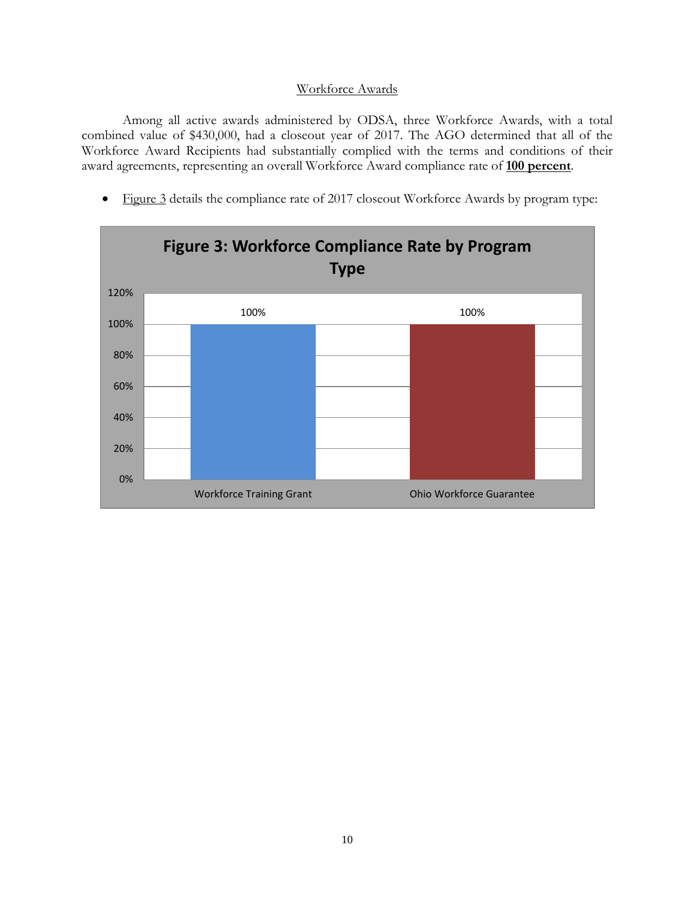## Workforce Awards

Among all active awards administered by ODSA, three Workforce Awards, with a total combined value of $430,000, had a closeout year of 2017. The AGO determined that all of the Workforce Award Recipients had substantially complied with the terms and conditions of their award agreements, representing an overall Workforce Award compliance rate of **100 percent**.

- Figure 3 details the compliance rate of 2017 closeout Workforce Awards by program type:

**Figure 3: Workforce Compliance Rate by Program Type**

| Program Type | Compliance Rate |
|---|---|
| Workforce Training Grant | 100% |
| Ohio Workforce Guarantee | 100% |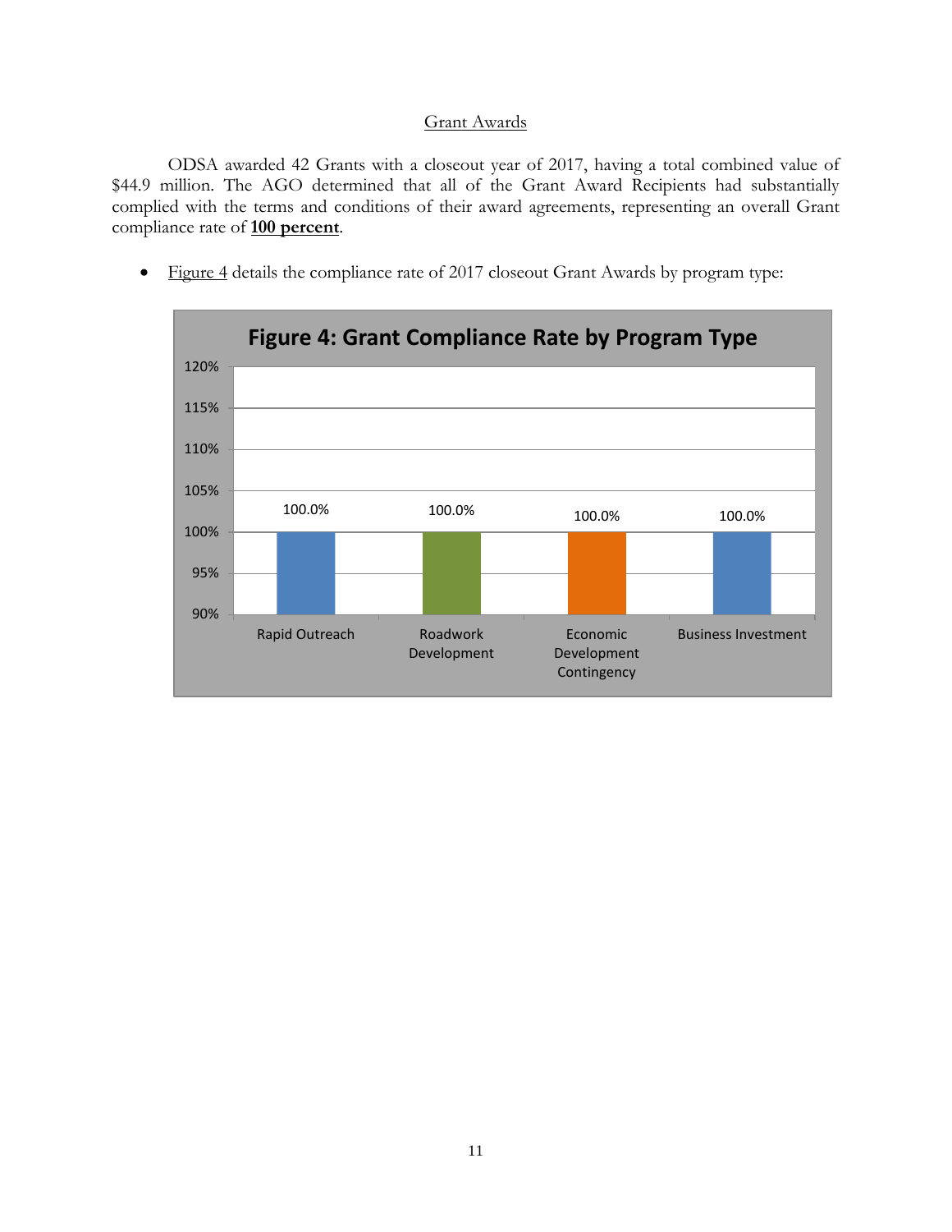<u>Grant Awards</u>

ODSA awarded 42 Grants with a closeout year of 2017, having a total combined value of $44.9 million. The AGO determined that all of the Grant Award Recipients had substantially complied with the terms and conditions of their award agreements, representing an overall Grant compliance rate of **<u>100 percent</u>**.

- <u>Figure 4</u> details the compliance rate of 2017 closeout Grant Awards by program type:

**Figure 4: Grant Compliance Rate by Program Type**

| Program Type | Compliance Rate |
|---|---|
| Rapid Outreach | 100.0% |
| Roadwork Development | 100.0% |
| Economic Development Contingency | 100.0% |
| Business Investment | 100.0% |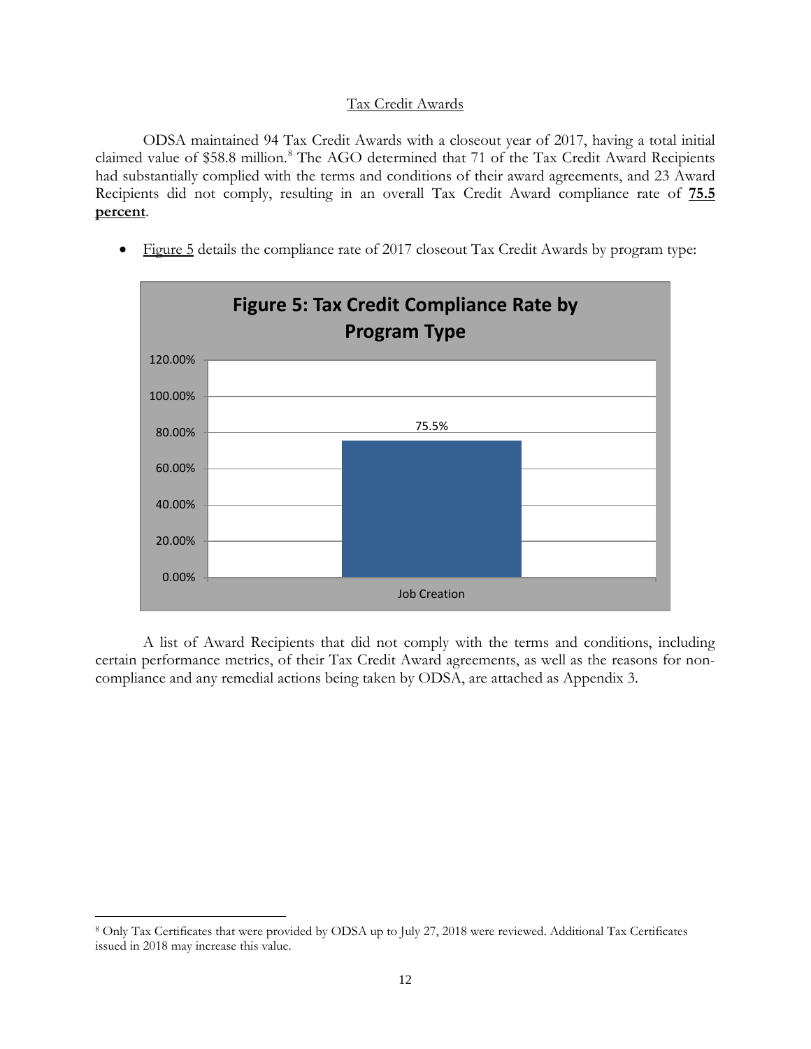Tax Credit Awards

ODSA maintained 94 Tax Credit Awards with a closeout year of 2017, having a total initial claimed value of $58.8 million.[8] The AGO determined that 71 of the Tax Credit Award Recipients had substantially complied with the terms and conditions of their award agreements, and 23 Award Recipients did not comply, resulting in an overall Tax Credit Award compliance rate of **75.5 percent**.

- Figure 5 details the compliance rate of 2017 closeout Tax Credit Awards by program type:

**Figure 5: Tax Credit Compliance Rate by Program Type**

| Program Type | Compliance Rate |
|---|---|
| Job Creation | 75.5% |

A list of Award Recipients that did not comply with the terms and conditions, including certain performance metrics, of their Tax Credit Award agreements, as well as the reasons for non-compliance and any remedial actions being taken by ODSA, are attached as Appendix 3.

[8] Only Tax Certificates that were provided by ODSA up to July 27, 2018 were reviewed. Additional Tax Certificates issued in 2018 may increase this value.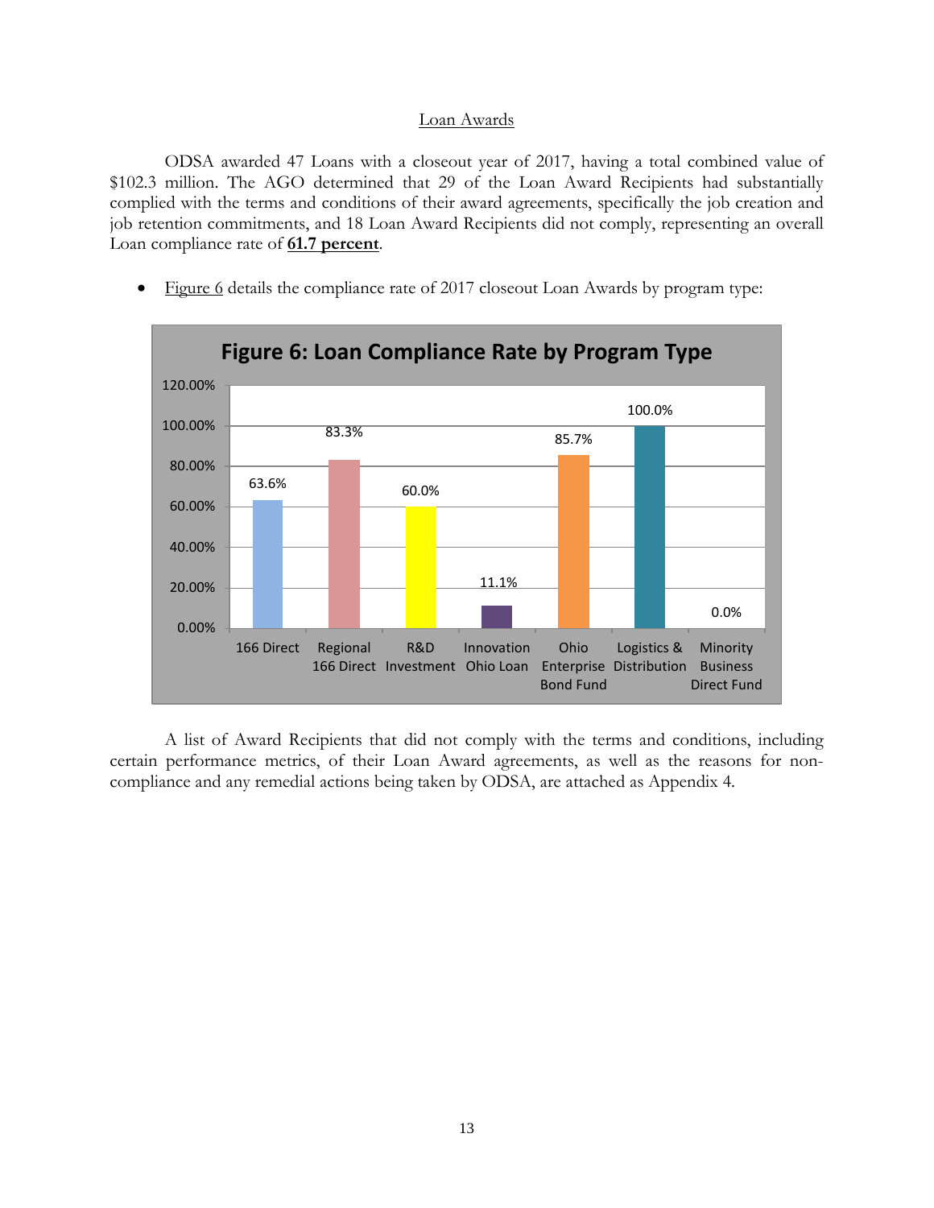## Loan Awards

ODSA awarded 47 Loans with a closeout year of 2017, having a total combined value of $102.3 million. The AGO determined that 29 of the Loan Award Recipients had substantially complied with the terms and conditions of their award agreements, specifically the job creation and job retention commitments, and 18 Loan Award Recipients did not comply, representing an overall Loan compliance rate of **61.7 percent**.

- Figure 6 details the compliance rate of 2017 closeout Loan Awards by program type:

**Figure 6: Loan Compliance Rate by Program Type**

| Program Type | Compliance Rate |
|---|---|
| 166 Direct | 63.6% |
| Regional 166 Direct | 83.3% |
| R&D Investment | 60.0% |
| Innovation Ohio Loan | 11.1% |
| Ohio Enterprise Bond Fund | 85.7% |
| Logistics & Distribution | 100.0% |
| Minority Business Direct Fund | 0.0% |

A list of Award Recipients that did not comply with the terms and conditions, including certain performance metrics, of their Loan Award agreements, as well as the reasons for non-compliance and any remedial actions being taken by ODSA, are attached as Appendix 4.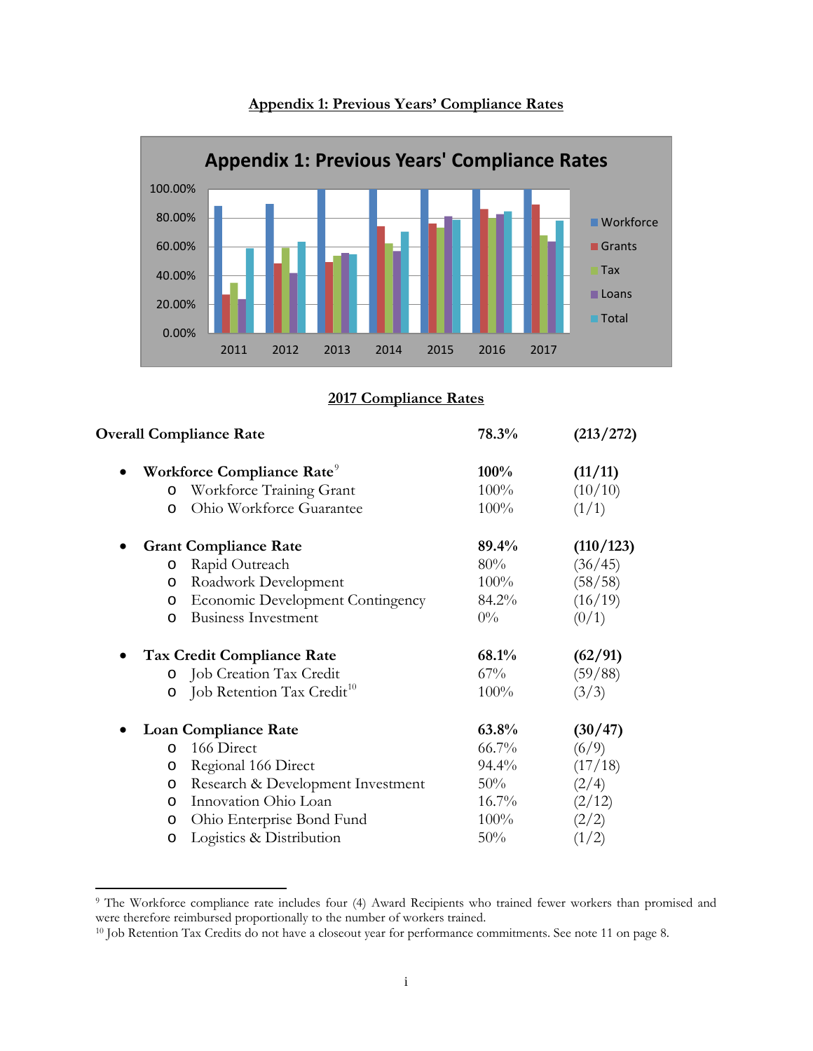## Appendix 1: Previous Years' Compliance Rates

## 2017 Compliance Rates

| | | |
|---|---|---|
| **Overall Compliance Rate** | **78.3%** | **(213/272)** |
| • **Workforce Compliance Rate**[9] | **100%** | **(11/11)** |
| o Workforce Training Grant | 100% | (10/10) |
| o Ohio Workforce Guarantee | 100% | (1/1) |
| • **Grant Compliance Rate** | **89.4%** | **(110/123)** |
| o Rapid Outreach | 80% | (36/45) |
| o Roadwork Development | 100% | (58/58) |
| o Economic Development Contingency | 84.2% | (16/19) |
| o Business Investment | 0% | (0/1) |
| • **Tax Credit Compliance Rate** | **68.1%** | **(62/91)** |
| o Job Creation Tax Credit | 67% | (59/88) |
| o Job Retention Tax Credit[10] | 100% | (3/3) |
| • **Loan Compliance Rate** | **63.8%** | **(30/47)** |
| o 166 Direct | 66.7% | (6/9) |
| o Regional 166 Direct | 94.4% | (17/18) |
| o Research & Development Investment | 50% | (2/4) |
| o Innovation Ohio Loan | 16.7% | (2/12) |
| o Ohio Enterprise Bond Fund | 100% | (2/2) |
| o Logistics & Distribution | 50% | (1/2) |

[9] The Workforce compliance rate includes four (4) Award Recipients who trained fewer workers than promised and were therefore reimbursed proportionally to the number of workers trained.

[10] Job Retention Tax Credits do not have a closeout year for performance commitments. See note 11 on page 8.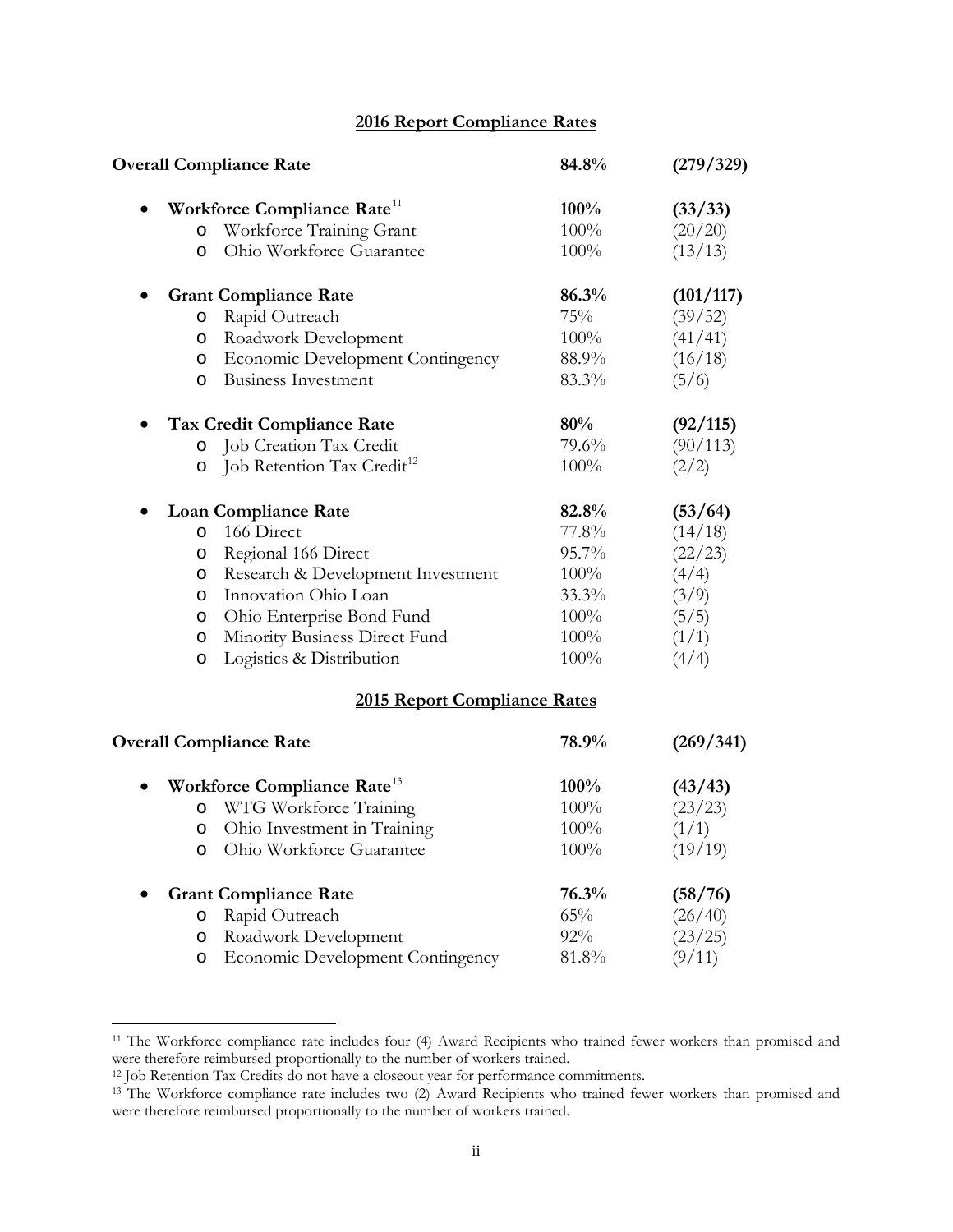## 2016 Report Compliance Rates

| | | |
|---|---|---|
| **Overall Compliance Rate** | **84.8%** | **(279/329)** |
| • **Workforce Compliance Rate**[11] | **100%** | **(33/33)** |
| o Workforce Training Grant | 100% | (20/20) |
| o Ohio Workforce Guarantee | 100% | (13/13) |
| • **Grant Compliance Rate** | **86.3%** | **(101/117)** |
| o Rapid Outreach | 75% | (39/52) |
| o Roadwork Development | 100% | (41/41) |
| o Economic Development Contingency | 88.9% | (16/18) |
| o Business Investment | 83.3% | (5/6) |
| • **Tax Credit Compliance Rate** | **80%** | **(92/115)** |
| o Job Creation Tax Credit | 79.6% | (90/113) |
| o Job Retention Tax Credit[12] | 100% | (2/2) |
| • **Loan Compliance Rate** | **82.8%** | **(53/64)** |
| o 166 Direct | 77.8% | (14/18) |
| o Regional 166 Direct | 95.7% | (22/23) |
| o Research & Development Investment | 100% | (4/4) |
| o Innovation Ohio Loan | 33.3% | (3/9) |
| o Ohio Enterprise Bond Fund | 100% | (5/5) |
| o Minority Business Direct Fund | 100% | (1/1) |
| o Logistics & Distribution | 100% | (4/4) |

## 2015 Report Compliance Rates

| | | |
|---|---|---|
| **Overall Compliance Rate** | **78.9%** | **(269/341)** |
| • **Workforce Compliance Rate**[13] | **100%** | **(43/43)** |
| o WTG Workforce Training | 100% | (23/23) |
| o Ohio Investment in Training | 100% | (1/1) |
| o Ohio Workforce Guarantee | 100% | (19/19) |
| • **Grant Compliance Rate** | **76.3%** | **(58/76)** |
| o Rapid Outreach | 65% | (26/40) |
| o Roadwork Development | 92% | (23/25) |
| o Economic Development Contingency | 81.8% | (9/11) |

---

[11] The Workforce compliance rate includes four (4) Award Recipients who trained fewer workers than promised and were therefore reimbursed proportionally to the number of workers trained.

[12] Job Retention Tax Credits do not have a closeout year for performance commitments.

[13] The Workforce compliance rate includes two (2) Award Recipients who trained fewer workers than promised and were therefore reimbursed proportionally to the number of workers trained.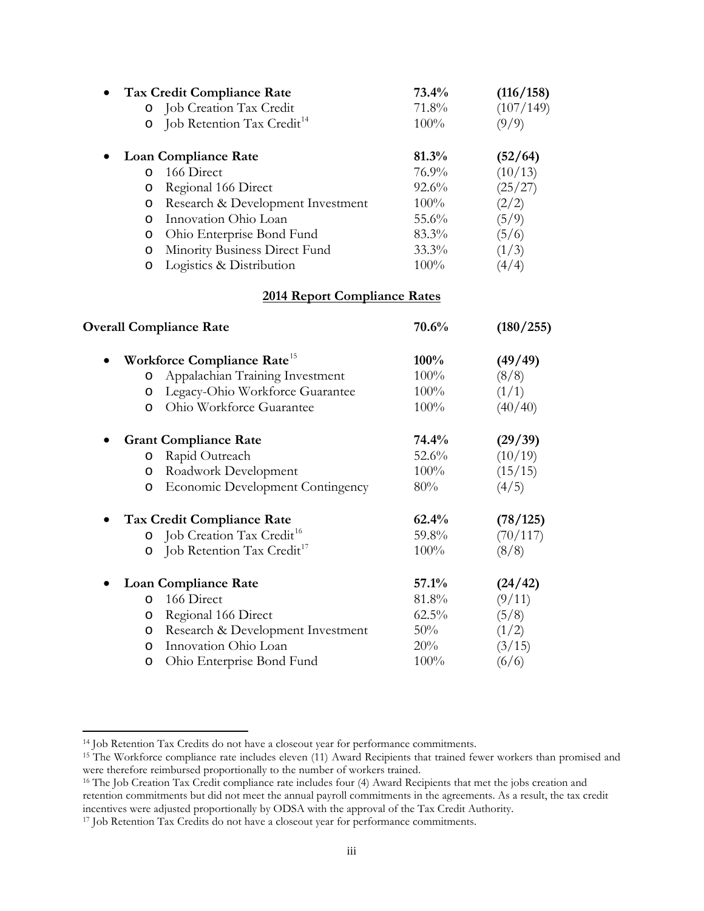- **Tax Credit Compliance Rate** **73.4%** **(116/158)**
  - Job Creation Tax Credit 71.8% (107/149)
  - Job Retention Tax Credit[14] 100% (9/9)
- **Loan Compliance Rate** **81.3%** **(52/64)**
  - 166 Direct 76.9% (10/13)
  - Regional 166 Direct 92.6% (25/27)
  - Research & Development Investment 100% (2/2)
  - Innovation Ohio Loan 55.6% (5/9)
  - Ohio Enterprise Bond Fund 83.3% (5/6)
  - Minority Business Direct Fund 33.3% (1/3)
  - Logistics & Distribution 100% (4/4)

## 2014 Report Compliance Rates

**Overall Compliance Rate** **70.6%** **(180/255)**

- **Workforce Compliance Rate**[15] **100%** **(49/49)**
  - Appalachian Training Investment 100% (8/8)
  - Legacy-Ohio Workforce Guarantee 100% (1/1)
  - Ohio Workforce Guarantee 100% (40/40)
- **Grant Compliance Rate** **74.4%** **(29/39)**
  - Rapid Outreach 52.6% (10/19)
  - Roadwork Development 100% (15/15)
  - Economic Development Contingency 80% (4/5)
- **Tax Credit Compliance Rate** **62.4%** **(78/125)**
  - Job Creation Tax Credit[16] 59.8% (70/117)
  - Job Retention Tax Credit[17] 100% (8/8)
- **Loan Compliance Rate** **57.1%** **(24/42)**
  - 166 Direct 81.8% (9/11)
  - Regional 166 Direct 62.5% (5/8)
  - Research & Development Investment 50% (1/2)
  - Innovation Ohio Loan 20% (3/15)
  - Ohio Enterprise Bond Fund 100% (6/6)

---

[14] Job Retention Tax Credits do not have a closeout year for performance commitments.

[15] The Workforce compliance rate includes eleven (11) Award Recipients that trained fewer workers than promised and were therefore reimbursed proportionally to the number of workers trained.

[16] The Job Creation Tax Credit compliance rate includes four (4) Award Recipients that met the jobs creation and retention commitments but did not meet the annual payroll commitments in the agreements. As a result, the tax credit incentives were adjusted proportionally by ODSA with the approval of the Tax Credit Authority.

[17] Job Retention Tax Credits do not have a closeout year for performance commitments.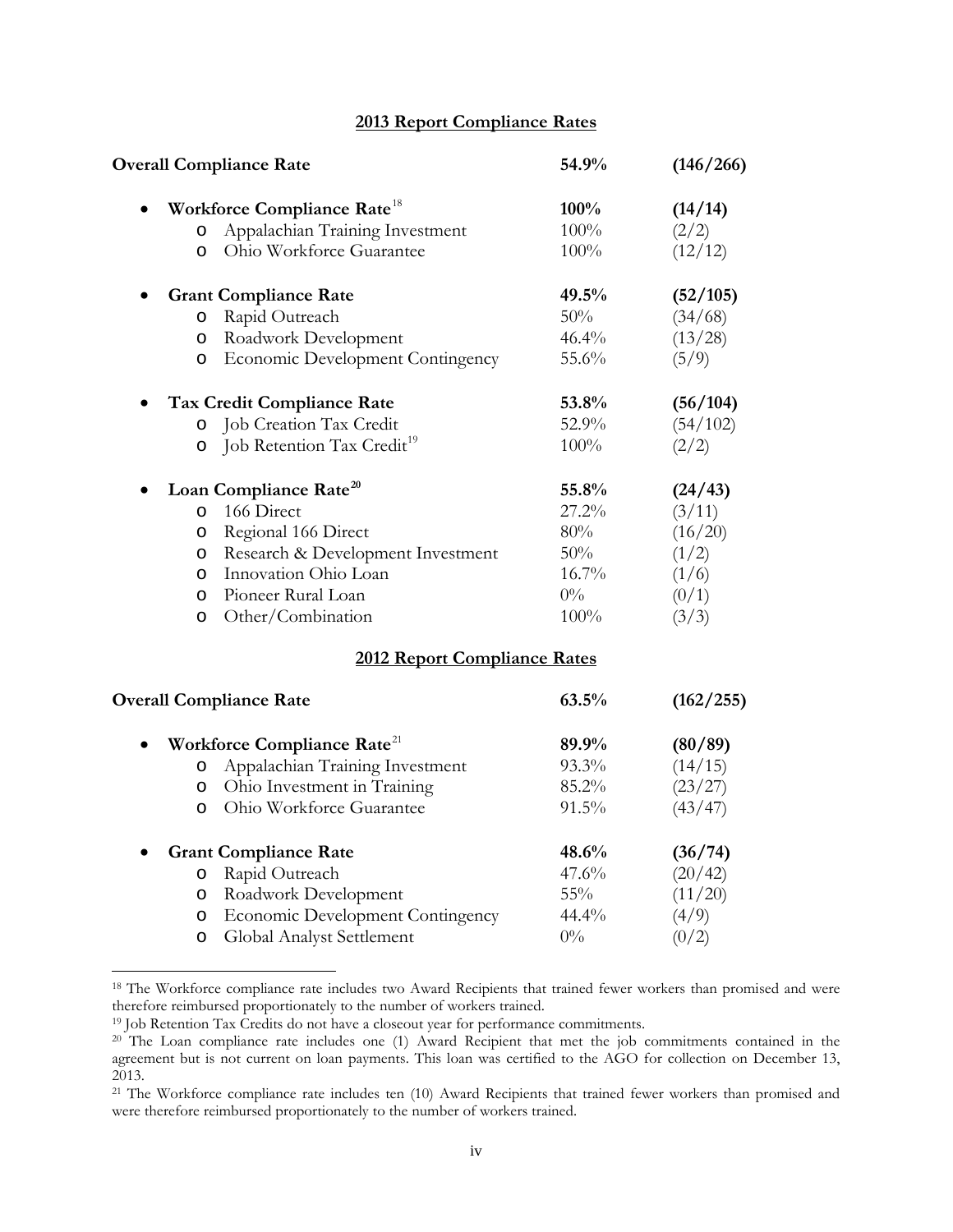## 2013 Report Compliance Rates

| | | |
|---|---|---|
| **Overall Compliance Rate** | **54.9%** | **(146/266)** |
| • **Workforce Compliance Rate**[18] | **100%** | **(14/14)** |
| o Appalachian Training Investment | 100% | (2/2) |
| o Ohio Workforce Guarantee | 100% | (12/12) |
| • **Grant Compliance Rate** | **49.5%** | **(52/105)** |
| o Rapid Outreach | 50% | (34/68) |
| o Roadwork Development | 46.4% | (13/28) |
| o Economic Development Contingency | 55.6% | (5/9) |
| • **Tax Credit Compliance Rate** | **53.8%** | **(56/104)** |
| o Job Creation Tax Credit | 52.9% | (54/102) |
| o Job Retention Tax Credit[19] | 100% | (2/2) |
| • **Loan Compliance Rate**[20] | **55.8%** | **(24/43)** |
| o 166 Direct | 27.2% | (3/11) |
| o Regional 166 Direct | 80% | (16/20) |
| o Research & Development Investment | 50% | (1/2) |
| o Innovation Ohio Loan | 16.7% | (1/6) |
| o Pioneer Rural Loan | 0% | (0/1) |
| o Other/Combination | 100% | (3/3) |

## 2012 Report Compliance Rates

| | | |
|---|---|---|
| **Overall Compliance Rate** | **63.5%** | **(162/255)** |
| • **Workforce Compliance Rate**[21] | **89.9%** | **(80/89)** |
| o Appalachian Training Investment | 93.3% | (14/15) |
| o Ohio Investment in Training | 85.2% | (23/27) |
| o Ohio Workforce Guarantee | 91.5% | (43/47) |
| • **Grant Compliance Rate** | **48.6%** | **(36/74)** |
| o Rapid Outreach | 47.6% | (20/42) |
| o Roadwork Development | 55% | (11/20) |
| o Economic Development Contingency | 44.4% | (4/9) |
| o Global Analyst Settlement | 0% | (0/2) |

---

[18] The Workforce compliance rate includes two Award Recipients that trained fewer workers than promised and were therefore reimbursed proportionately to the number of workers trained.

[19] Job Retention Tax Credits do not have a closeout year for performance commitments.

[20] The Loan compliance rate includes one (1) Award Recipient that met the job commitments contained in the agreement but is not current on loan payments. This loan was certified to the AGO for collection on December 13, 2013.

[21] The Workforce compliance rate includes ten (10) Award Recipients that trained fewer workers than promised and were therefore reimbursed proportionately to the number of workers trained.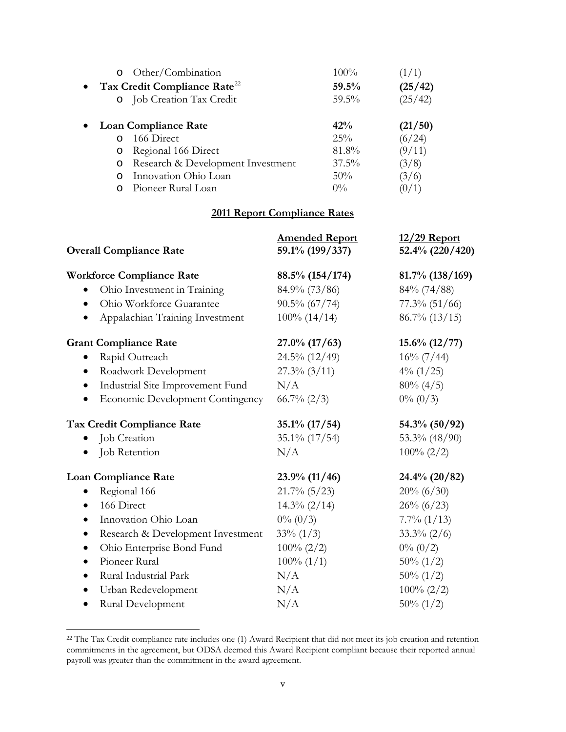- Other/Combination — 100% (1/1)

- **Tax Credit Compliance Rate**[22] — **59.5% (25/42)**
  - Job Creation Tax Credit — 59.5% (25/42)

- **Loan Compliance Rate** — **42% (21/50)**
  - 166 Direct — 25% (6/24)
  - Regional 166 Direct — 81.8% (9/11)
  - Research & Development Investment — 37.5% (3/8)
  - Innovation Ohio Loan — 50% (3/6)
  - Pioneer Rural Loan — 0% (0/1)

## 2011 Report Compliance Rates

| | Amended Report | 12/29 Report |
|---|---|---|
| **Overall Compliance Rate** | **59.1% (199/337)** | **52.4% (220/420)** |
| **Workforce Compliance Rate** | **88.5% (154/174)** | **81.7% (138/169)** |
| • Ohio Investment in Training | 84.9% (73/86) | 84% (74/88) |
| • Ohio Workforce Guarantee | 90.5% (67/74) | 77.3% (51/66) |
| • Appalachian Training Investment | 100% (14/14) | 86.7% (13/15) |
| **Grant Compliance Rate** | **27.0% (17/63)** | **15.6% (12/77)** |
| • Rapid Outreach | 24.5% (12/49) | 16% (7/44) |
| • Roadwork Development | 27.3% (3/11) | 4% (1/25) |
| • Industrial Site Improvement Fund | N/A | 80% (4/5) |
| • Economic Development Contingency | 66.7% (2/3) | 0% (0/3) |
| **Tax Credit Compliance Rate** | **35.1% (17/54)** | **54.3% (50/92)** |
| • Job Creation | 35.1% (17/54) | 53.3% (48/90) |
| • Job Retention | N/A | 100% (2/2) |
| **Loan Compliance Rate** | **23.9% (11/46)** | **24.4% (20/82)** |
| • Regional 166 | 21.7% (5/23) | 20% (6/30) |
| • 166 Direct | 14.3% (2/14) | 26% (6/23) |
| • Innovation Ohio Loan | 0% (0/3) | 7.7% (1/13) |
| • Research & Development Investment | 33% (1/3) | 33.3% (2/6) |
| • Ohio Enterprise Bond Fund | 100% (2/2) | 0% (0/2) |
| • Pioneer Rural | 100% (1/1) | 50% (1/2) |
| • Rural Industrial Park | N/A | 50% (1/2) |
| • Urban Redevelopment | N/A | 100% (2/2) |
| • Rural Development | N/A | 50% (1/2) |

---

[22] The Tax Credit compliance rate includes one (1) Award Recipient that did not meet its job creation and retention commitments in the agreement, but ODSA deemed this Award Recipient compliant because their reported annual payroll was greater than the commitment in the award agreement.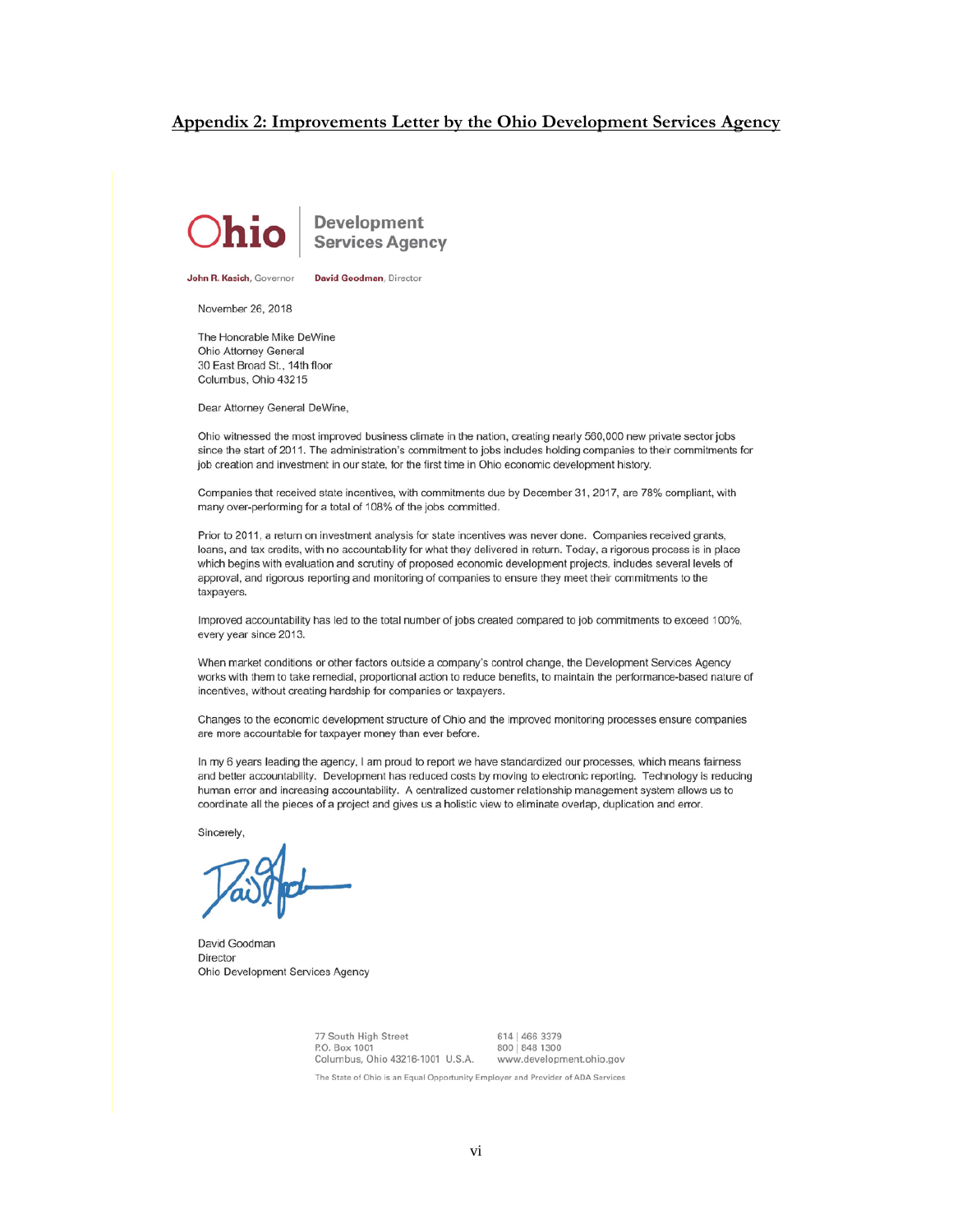## Appendix 2: Improvements Letter by the Ohio Development Services Agency

**Ohio** | Development Services Agency

**John R. Kasich**, Governor    **David Goodman**, Director

November 26, 2018

The Honorable Mike DeWine
Ohio Attorney General
30 East Broad St., 14th floor
Columbus, Ohio 43215

Dear Attorney General DeWine,

Ohio witnessed the most improved business climate in the nation, creating nearly 560,000 new private sector jobs since the start of 2011. The administration's commitment to jobs includes holding companies to their commitments for job creation and investment in our state, for the first time in Ohio economic development history.

Companies that received state incentives, with commitments due by December 31, 2017, are 78% compliant, with many over-performing for a total of 108% of the jobs committed.

Prior to 2011, a return on investment analysis for state incentives was never done. Companies received grants, loans, and tax credits, with no accountability for what they delivered in return. Today, a rigorous process is in place which begins with evaluation and scrutiny of proposed economic development projects, includes several levels of approval, and rigorous reporting and monitoring of companies to ensure they meet their commitments to the taxpayers.

Improved accountability has led to the total number of jobs created compared to job commitments to exceed 100%, every year since 2013.

When market conditions or other factors outside a company's control change, the Development Services Agency works with them to take remedial, proportional action to reduce benefits, to maintain the performance-based nature of incentives, without creating hardship for companies or taxpayers.

Changes to the economic development structure of Ohio and the improved monitoring processes ensure companies are more accountable for taxpayer money than ever before.

In my 6 years leading the agency, I am proud to report we have standardized our processes, which means fairness and better accountability. Development has reduced costs by moving to electronic reporting. Technology is reducing human error and increasing accountability. A centralized customer relationship management system allows us to coordinate all the pieces of a project and gives us a holistic view to eliminate overlap, duplication and error.

Sincerely,

David Goodman
Director
Ohio Development Services Agency

77 South High Street
P.O. Box 1001
Columbus, Ohio 43216-1001 U.S.A.

614 | 466 3379
800 | 848 1300
www.development.ohio.gov

The State of Ohio is an Equal Opportunity Employer and Provider of ADA Services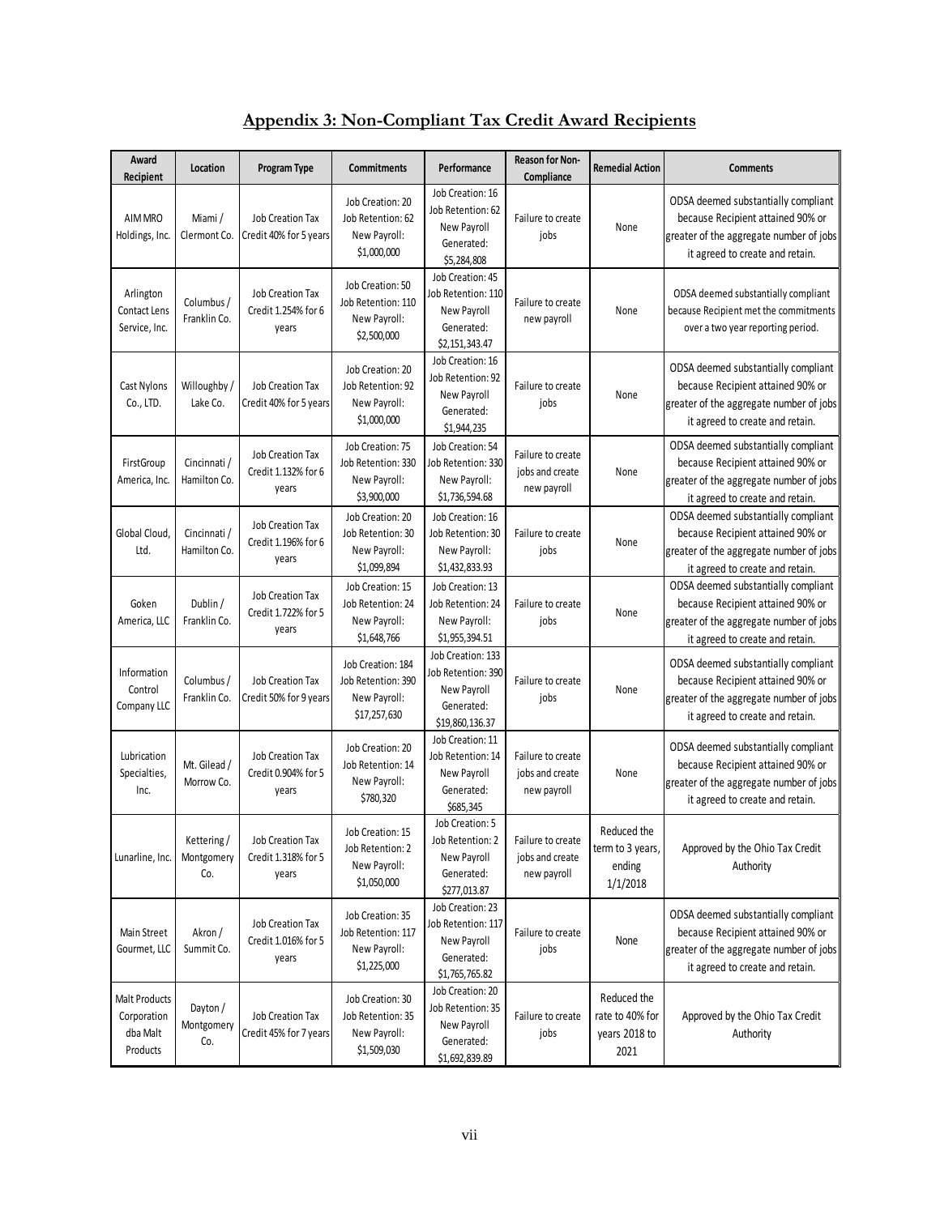## Appendix 3: Non-Compliant Tax Credit Award Recipients

| Award Recipient | Location | Program Type | Commitments | Performance | Reason for Non-Compliance | Remedial Action | Comments |
|---|---|---|---|---|---|---|---|
| AIM MRO Holdings, Inc. | Miami / Clermont Co. | Job Creation Tax Credit 40% for 5 years | Job Creation: 20 Job Retention: 62 New Payroll: $1,000,000 | Job Creation: 16 Job Retention: 62 New Payroll Generated: $5,284,808 | Failure to create jobs | None | ODSA deemed substantially compliant because Recipient attained 90% or greater of the aggregate number of jobs it agreed to create and retain. |
| Arlington Contact Lens Service, Inc. | Columbus / Franklin Co. | Job Creation Tax Credit 1.254% for 6 years | Job Creation: 50 Job Retention: 110 New Payroll: $2,500,000 | Job Creation: 45 Job Retention: 110 New Payroll Generated: $2,151,343.47 | Failure to create new payroll | None | ODSA deemed substantially compliant because Recipient met the commitments over a two year reporting period. |
| Cast Nylons Co., LTD. | Willoughby / Lake Co. | Job Creation Tax Credit 40% for 5 years | Job Creation: 20 Job Retention: 92 New Payroll: $1,000,000 | Job Creation: 16 Job Retention: 92 New Payroll Generated: $1,944,235 | Failure to create jobs | None | ODSA deemed substantially compliant because Recipient attained 90% or greater of the aggregate number of jobs it agreed to create and retain. |
| FirstGroup America, Inc. | Cincinnati / Hamilton Co. | Job Creation Tax Credit 1.132% for 6 years | Job Creation: 75 Job Retention: 330 New Payroll: $3,900,000 | Job Creation: 54 Job Retention: 330 New Payroll: $1,736,594.68 | Failure to create jobs and create new payroll | None | ODSA deemed substantially compliant because Recipient attained 90% or greater of the aggregate number of jobs it agreed to create and retain. |
| Global Cloud, Ltd. | Cincinnati / Hamilton Co. | Job Creation Tax Credit 1.196% for 6 years | Job Creation: 20 Job Retention: 30 New Payroll: $1,099,894 | Job Creation: 16 Job Retention: 30 New Payroll: $1,432,833.93 | Failure to create jobs | None | ODSA deemed substantially compliant because Recipient attained 90% or greater of the aggregate number of jobs it agreed to create and retain. |
| Goken America, LLC | Dublin / Franklin Co. | Job Creation Tax Credit 1.722% for 5 years | Job Creation: 15 Job Retention: 24 New Payroll: $1,648,766 | Job Creation: 13 Job Retention: 24 New Payroll: $1,955,394.51 | Failure to create jobs | None | ODSA deemed substantially compliant because Recipient attained 90% or greater of the aggregate number of jobs it agreed to create and retain. |
| Information Control Company LLC | Columbus / Franklin Co. | Job Creation Tax Credit 50% for 9 years | Job Creation: 184 Job Retention: 390 New Payroll: $17,257,630 | Job Creation: 133 Job Retention: 390 New Payroll Generated: $19,860,136.37 | Failure to create jobs | None | ODSA deemed substantially compliant because Recipient attained 90% or greater of the aggregate number of jobs it agreed to create and retain. |
| Lubrication Specialties, Inc. | Mt. Gilead / Morrow Co. | Job Creation Tax Credit 0.904% for 5 years | Job Creation: 20 Job Retention: 14 New Payroll: $780,320 | Job Creation: 11 Job Retention: 14 New Payroll Generated: $685,345 | Failure to create jobs and create new payroll | None | ODSA deemed substantially compliant because Recipient attained 90% or greater of the aggregate number of jobs it agreed to create and retain. |
| Lunarline, Inc. | Kettering / Montgomery Co. | Job Creation Tax Credit 1.318% for 5 years | Job Creation: 15 Job Retention: 2 New Payroll: $1,050,000 | Job Creation: 5 Job Retention: 2 New Payroll Generated: $277,013.87 | Failure to create jobs and create new payroll | Reduced the term to 3 years, ending 1/1/2018 | Approved by the Ohio Tax Credit Authority |
| Main Street Gourmet, LLC | Akron / Summit Co. | Job Creation Tax Credit 1.016% for 5 years | Job Creation: 35 Job Retention: 117 New Payroll: $1,225,000 | Job Creation: 23 Job Retention: 117 New Payroll Generated: $1,765,765.82 | Failure to create jobs | None | ODSA deemed substantially compliant because Recipient attained 90% or greater of the aggregate number of jobs it agreed to create and retain. |
| Malt Products Corporation dba Malt Products | Dayton / Montgomery Co. | Job Creation Tax Credit 45% for 7 years | Job Creation: 30 Job Retention: 35 New Payroll: $1,509,030 | Job Creation: 20 Job Retention: 35 New Payroll Generated: $1,692,839.89 | Failure to create jobs | Reduced the rate to 40% for years 2018 to 2021 | Approved by the Ohio Tax Credit Authority |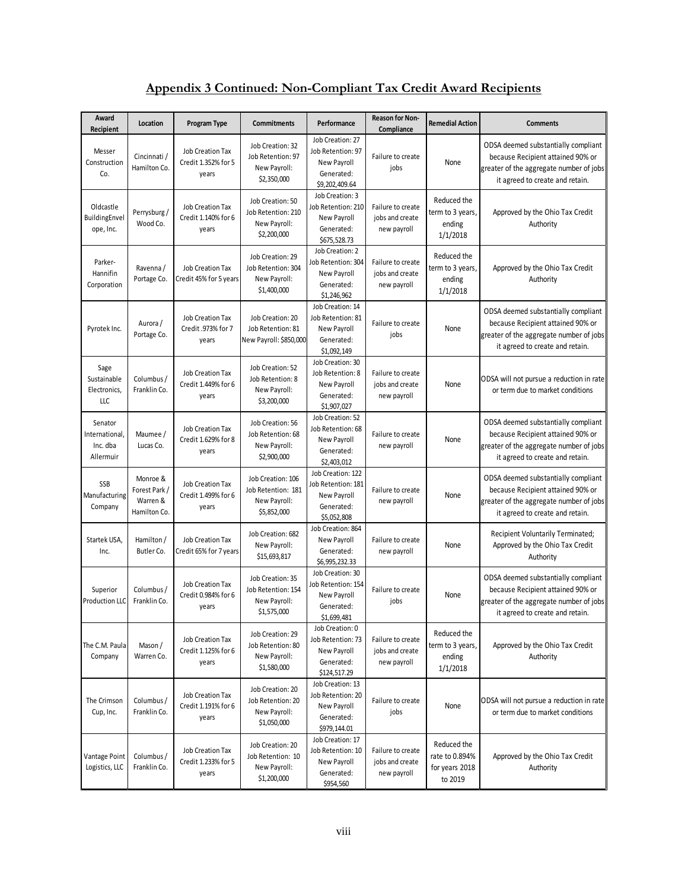## Appendix 3 Continued: Non-Compliant Tax Credit Award Recipients

| Award Recipient | Location | Program Type | Commitments | Performance | Reason for Non-Compliance | Remedial Action | Comments |
|---|---|---|---|---|---|---|---|
| Messer Construction Co. | Cincinnati / Hamilton Co. | Job Creation Tax Credit 1.352% for 5 years | Job Creation: 32 Job Retention: 97 New Payroll: $2,350,000 | Job Creation: 27 Job Retention: 97 New Payroll Generated: $9,202,409.64 | Failure to create jobs | None | ODSA deemed substantially compliant because Recipient attained 90% or greater of the aggregate number of jobs it agreed to create and retain. |
| Oldcastle BuildingEnvelope, Inc. | Perrysburg / Wood Co. | Job Creation Tax Credit 1.140% for 6 years | Job Creation: 50 Job Retention: 210 New Payroll: $2,200,000 | Job Creation: 3 Job Retention: 210 New Payroll Generated: $675,528.73 | Failure to create jobs and create new payroll | Reduced the term to 3 years, ending 1/1/2018 | Approved by the Ohio Tax Credit Authority |
| Parker-Hannifin Corporation | Ravenna / Portage Co. | Job Creation Tax Credit 45% for 5 years | Job Creation: 29 Job Retention: 304 New Payroll: $1,400,000 | Job Creation: 2 Job Retention: 304 New Payroll Generated: $1,246,962 | Failure to create jobs and create new payroll | Reduced the term to 3 years, ending 1/1/2018 | Approved by the Ohio Tax Credit Authority |
| Pyrotek Inc. | Aurora / Portage Co. | Job Creation Tax Credit .973% for 7 years | Job Creation: 20 Job Retention: 81 New Payroll: $850,000 | Job Creation: 14 Job Retention: 81 New Payroll Generated: $1,092,149 | Failure to create jobs | None | ODSA deemed substantially compliant because Recipient attained 90% or greater of the aggregate number of jobs it agreed to create and retain. |
| Sage Sustainable Electronics, LLC | Columbus / Franklin Co. | Job Creation Tax Credit 1.449% for 6 years | Job Creation: 52 Job Retention: 8 New Payroll: $3,200,000 | Job Creation: 30 Job Retention: 8 New Payroll Generated: $1,907,027 | Failure to create jobs and create new payroll | None | ODSA will not pursue a reduction in rate or term due to market conditions |
| Senator International, Inc. dba Allermuir | Maumee / Lucas Co. | Job Creation Tax Credit 1.629% for 8 years | Job Creation: 56 Job Retention: 68 New Payroll: $2,900,000 | Job Creation: 52 Job Retention: 68 New Payroll Generated: $2,403,012 | Failure to create new payroll | None | ODSA deemed substantially compliant because Recipient attained 90% or greater of the aggregate number of jobs it agreed to create and retain. |
| SSB Manufacturing Company | Monroe & Forest Park / Warren & Hamilton Co. | Job Creation Tax Credit 1.499% for 6 years | Job Creation: 106 Job Retention: 181 New Payroll: $5,852,000 | Job Creation: 122 Job Retention: 181 New Payroll Generated: $5,052,808 | Failure to create new payroll | None | ODSA deemed substantially compliant because Recipient attained 90% or greater of the aggregate number of jobs it agreed to create and retain. |
| Startek USA, Inc. | Hamilton / Butler Co. | Job Creation Tax Credit 65% for 7 years | Job Creation: 682 New Payroll: $15,693,817 | Job Creation: 864 New Payroll Generated: $6,995,232.33 | Failure to create new payroll | None | Recipient Voluntarily Terminated; Approved by the Ohio Tax Credit Authority |
| Superior Production LLC | Columbus / Franklin Co. | Job Creation Tax Credit 0.984% for 6 years | Job Creation: 35 Job Retention: 154 New Payroll: $1,575,000 | Job Creation: 30 Job Retention: 154 New Payroll Generated: $1,699,481 | Failure to create jobs | None | ODSA deemed substantially compliant because Recipient attained 90% or greater of the aggregate number of jobs it agreed to create and retain. |
| The C.M. Paula Company | Mason / Warren Co. | Job Creation Tax Credit 1.125% for 6 years | Job Creation: 29 Job Retention: 80 New Payroll: $1,580,000 | Job Creation: 0 Job Retention: 73 New Payroll Generated: $124,517.29 | Failure to create jobs and create new payroll | Reduced the term to 3 years, ending 1/1/2018 | Approved by the Ohio Tax Credit Authority |
| The Crimson Cup, Inc. | Columbus / Franklin Co. | Job Creation Tax Credit 1.191% for 6 years | Job Creation: 20 Job Retention: 20 New Payroll: $1,050,000 | Job Creation: 13 Job Retention: 20 New Payroll Generated: $979,144.01 | Failure to create jobs | None | ODSA will not pursue a reduction in rate or term due to market conditions |
| Vantage Point Logistics, LLC | Columbus / Franklin Co. | Job Creation Tax Credit 1.233% for 5 years | Job Creation: 20 Job Retention: 10 New Payroll: $1,200,000 | Job Creation: 17 Job Retention: 10 New Payroll Generated: $954,560 | Failure to create jobs and create new payroll | Reduced the rate to 0.894% for years 2018 to 2019 | Approved by the Ohio Tax Credit Authority |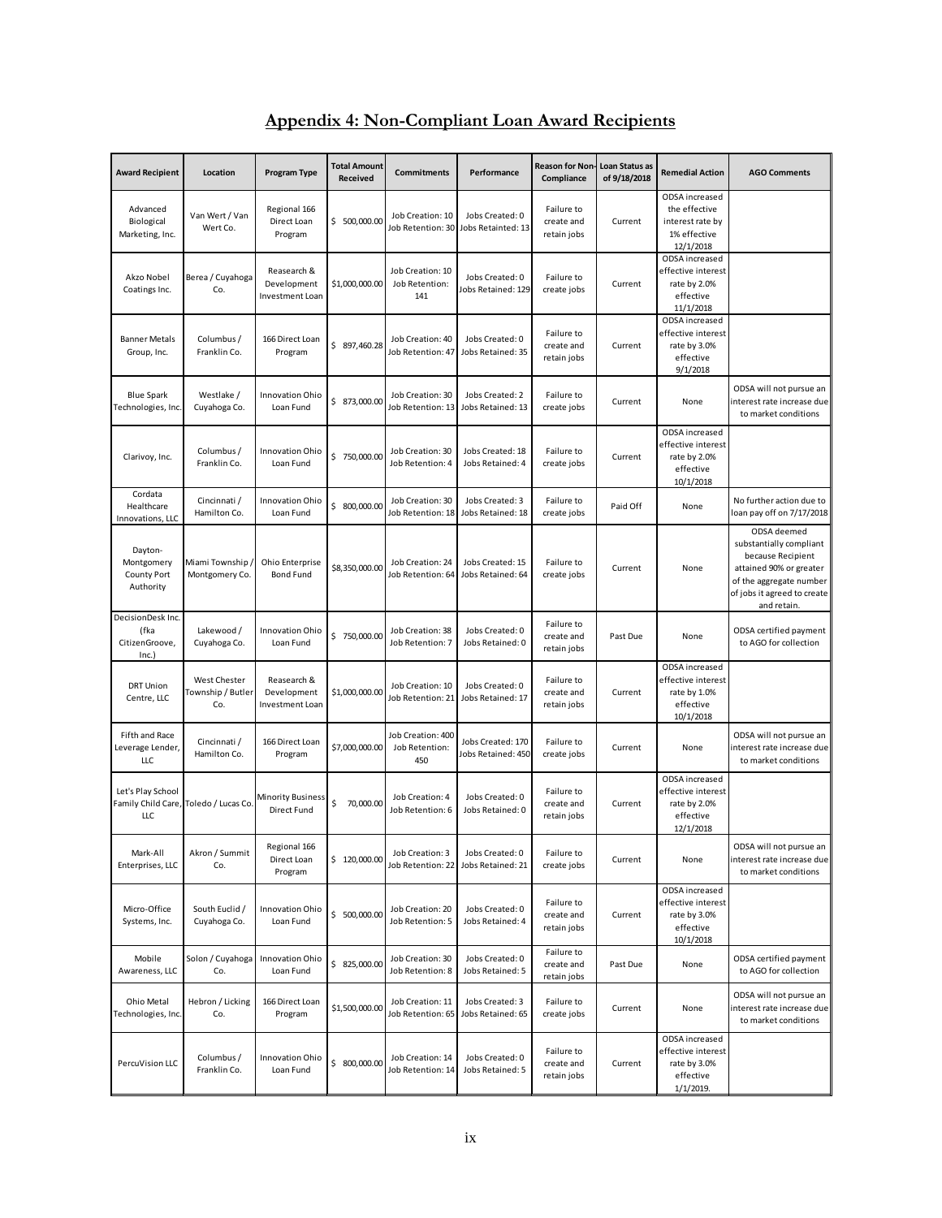# Appendix 4: Non-Compliant Loan Award Recipients

| Award Recipient | Location | Program Type | Total Amount Received | Commitments | Performance | Reason for Non-Compliance | Loan Status as of 9/18/2018 | Remedial Action | AGO Comments |
|---|---|---|---|---|---|---|---|---|---|
| Advanced Biological Marketing, Inc. | Van Wert / Van Wert Co. | Regional 166 Direct Loan Program | $ 500,000.00 | Job Creation: 10 Job Retention: 30 | Jobs Created: 0 Jobs Retainted: 13 | Failure to create and retain jobs | Current | ODSA increased the effective interest rate by 1% effective 12/1/2018 | |
| Akzo Nobel Coatings Inc. | Berea / Cuyahoga Co. | Reasearch & Development Investment Loan | $1,000,000.00 | Job Creation: 10 Job Retention: 141 | Jobs Created: 0 Jobs Retained: 129 | Failure to create jobs | Current | ODSA increased effective interest rate by 2.0% effective 11/1/2018 | |
| Banner Metals Group, Inc. | Columbus / Franklin Co. | 166 Direct Loan Program | $ 897,460.28 | Job Creation: 40 Job Retention: 47 | Jobs Created: 0 Jobs Retained: 35 | Failure to create and retain jobs | Current | ODSA increased effective interest rate by 3.0% effective 9/1/2018 | |
| Blue Spark Technologies, Inc. | Westlake / Cuyahoga Co. | Innovation Ohio Loan Fund | $ 873,000.00 | Job Creation: 30 Job Retention: 13 | Jobs Created: 2 Jobs Retained: 13 | Failure to create jobs | Current | None | ODSA will not pursue an interest rate increase due to market conditions |
| Clarivoy, Inc. | Columbus / Franklin Co. | Innovation Ohio Loan Fund | $ 750,000.00 | Job Creation: 30 Job Retention: 4 | Jobs Created: 18 Jobs Retained: 4 | Failure to create jobs | Current | ODSA increased effective interest rate by 2.0% effective 10/1/2018 | |
| Cordata Healthcare Innovations, LLC | Cincinnati / Hamilton Co. | Innovation Ohio Loan Fund | $ 800,000.00 | Job Creation: 30 Job Retention: 18 | Jobs Created: 3 Jobs Retained: 18 | Failure to create jobs | Paid Off | None | No further action due to loan pay off on 7/17/2018 |
| Dayton-Montgomery County Port Authority | Miami Township / Montgomery Co. | Ohio Enterprise Bond Fund | $8,350,000.00 | Job Creation: 24 Job Retention: 64 | Jobs Created: 15 Jobs Retained: 64 | Failure to create jobs | Current | None | ODSA deemed substantially compliant because Recipient attained 90% or greater of the aggregate number of jobs it agreed to create and retain. |
| DecisionDesk Inc. (fka CitizenGroove, Inc.) | Lakewood / Cuyahoga Co. | Innovation Ohio Loan Fund | $ 750,000.00 | Job Creation: 38 Job Retention: 7 | Jobs Created: 0 Jobs Retained: 0 | Failure to create and retain jobs | Past Due | None | ODSA certified payment to AGO for collection |
| DRT Union Centre, LLC | West Chester Township / Butler Co. | Reasearch & Development Investment Loan | $1,000,000.00 | Job Creation: 10 Job Retention: 21 | Jobs Created: 0 Jobs Retained: 17 | Failure to create and retain jobs | Current | ODSA increased effective interest rate by 1.0% effective 10/1/2018 | |
| Fifth and Race Leverage Lender, LLC | Cincinnati / Hamilton Co. | 166 Direct Loan Program | $7,000,000.00 | Job Creation: 400 Job Retention: 450 | Jobs Created: 170 Jobs Retained: 450 | Failure to create jobs | Current | None | ODSA will not pursue an interest rate increase due to market conditions |
| Let's Play School Family Child Care, LLC | Toledo / Lucas Co. | Minority Business Direct Fund | $ 70,000.00 | Job Creation: 4 Job Retention: 6 | Jobs Created: 0 Jobs Retained: 0 | Failure to create and retain jobs | Current | ODSA increased effective interest rate by 2.0% effective 12/1/2018 | |
| Mark-All Enterprises, LLC | Akron / Summit Co. | Regional 166 Direct Loan Program | $ 120,000.00 | Job Creation: 3 Job Retention: 22 | Jobs Created: 0 Jobs Retained: 21 | Failure to create jobs | Current | None | ODSA will not pursue an interest rate increase due to market conditions |
| Micro-Office Systems, Inc. | South Euclid / Cuyahoga Co. | Innovation Ohio Loan Fund | $ 500,000.00 | Job Creation: 20 Job Retention: 5 | Jobs Created: 0 Jobs Retained: 4 | Failure to create and retain jobs | Current | ODSA increased effective interest rate by 3.0% effective 10/1/2018 | |
| Mobile Awareness, LLC | Solon / Cuyahoga Co. | Innovation Ohio Loan Fund | $ 825,000.00 | Job Creation: 30 Job Retention: 8 | Jobs Created: 0 Jobs Retained: 5 | Failure to create and retain jobs | Past Due | None | ODSA certified payment to AGO for collection |
| Ohio Metal Technologies, Inc. | Hebron / Licking Co. | 166 Direct Loan Program | $1,500,000.00 | Job Creation: 11 Job Retention: 65 | Jobs Created: 3 Jobs Retained: 65 | Failure to create jobs | Current | None | ODSA will not pursue an interest rate increase due to market conditions |
| PercuVision LLC | Columbus / Franklin Co. | Innovation Ohio Loan Fund | $ 800,000.00 | Job Creation: 14 Job Retention: 14 | Jobs Created: 0 Jobs Retained: 5 | Failure to create and retain jobs | Current | ODSA increased effective interest rate by 3.0% effective 1/1/2019. | |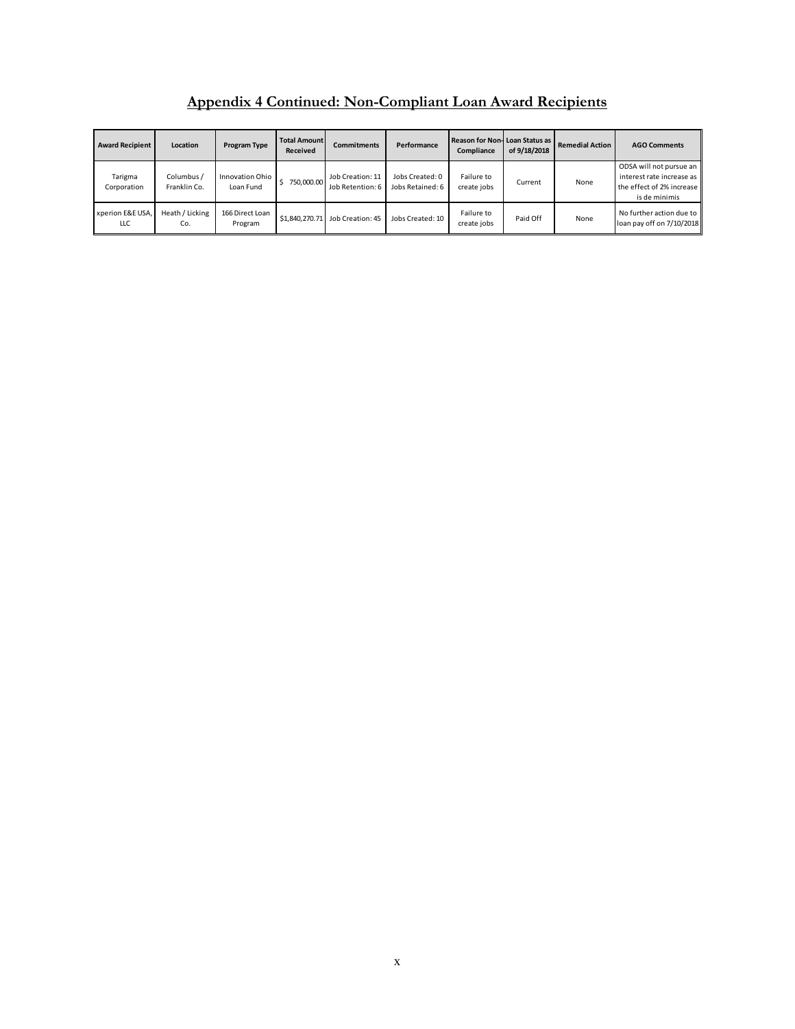## Appendix 4 Continued: Non-Compliant Loan Award Recipients

| Award Recipient | Location | Program Type | Total Amount Received | Commitments | Performance | Reason for Non-Compliance | Loan Status as of 9/18/2018 | Remedial Action | AGO Comments |
|---|---|---|---|---|---|---|---|---|---|
| Tarigma Corporation | Columbus / Franklin Co. | Innovation Ohio Loan Fund | $ 750,000.00 | Job Creation: 11 Job Retention: 6 | Jobs Created: 0 Jobs Retained: 6 | Failure to create jobs | Current | None | ODSA will not pursue an interest rate increase as the effect of 2% increase is de minimis |
| xperion E&E USA, LLC | Heath / Licking Co. | 166 Direct Loan Program | $1,840,270.71 | Job Creation: 45 | Jobs Created: 10 | Failure to create jobs | Paid Off | None | No further action due to loan pay off on 7/10/2018 |